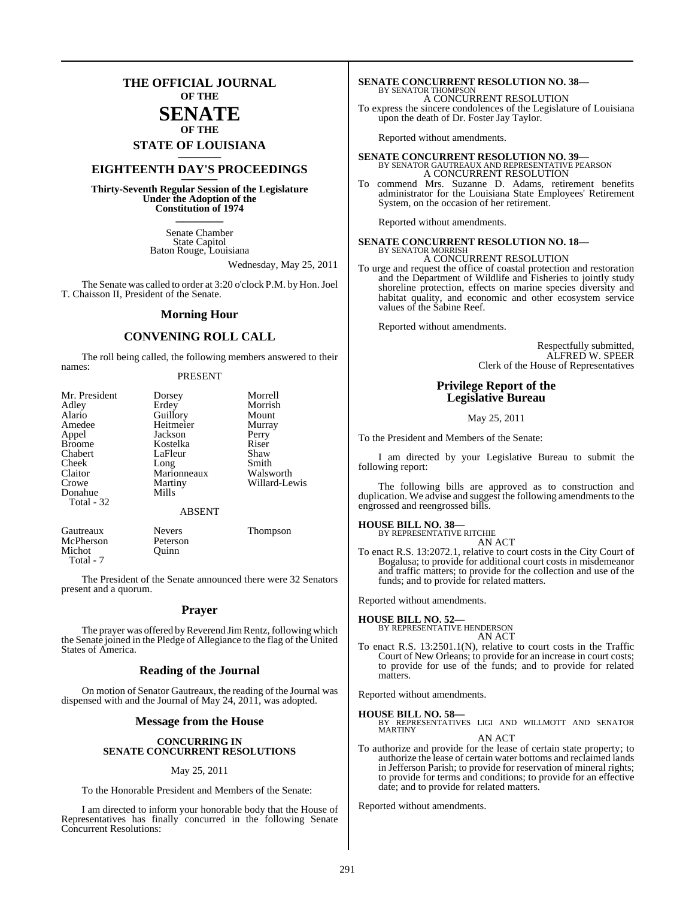# THE OFFICIAL JOURNAL OF THE SENATE OF THE STATE OF LOUISIANA

## EIGHTEENTH DAY'S PROCEEDINGS

**Thirty-Seventh Regular Session of the Legislature Under the Adoption of the Constitution of 1974**

Senate Chamber
State Capitol
Baton Rouge, Louisiana

Wednesday, May 25, 2011

The Senate was called to order at 3:20 o'clock P.M. by Hon. Joel T. Chaisson II, President of the Senate.

## Morning Hour

## CONVENING ROLL CALL

The roll being called, the following members answered to their names:

PRESENT

| | | |
|---|---|---|
| Mr. President | Dorsey | Morrell |
| Adley | Erdey | Morrish |
| Alario | Guillory | Mount |
| Amedee | Heitmeier | Murray |
| Appel | Jackson | Perry |
| Broome | Kostelka | Riser |
| Chabert | LaFleur | Shaw |
| Cheek | Long | Smith |
| Claitor | Marionneaux | Walsworth |
| Crowe | Martiny | Willard-Lewis |
| Donahue | Mills | |

Total - 32

ABSENT

| | | |
|---|---|---|
| Gautreaux | Nevers | Thompson |
| McPherson | Peterson | |
| Michot | Quinn | |

Total - 7

The President of the Senate announced there were 32 Senators present and a quorum.

## Prayer

The prayer was offered by Reverend Jim Rentz, following which the Senate joined in the Pledge of Allegiance to the flag of the United States of America.

## Reading of the Journal

On motion of Senator Gautreaux, the reading of the Journal was dispensed with and the Journal of May 24, 2011, was adopted.

## Message from the House

**CONCURRING IN SENATE CONCURRENT RESOLUTIONS**

May 25, 2011

To the Honorable President and Members of the Senate:

I am directed to inform your honorable body that the House of Representatives has finally concurred in the following Senate Concurrent Resolutions:

**SENATE CONCURRENT RESOLUTION NO. 38—**
BY SENATOR THOMPSON
A CONCURRENT RESOLUTION
To express the sincere condolences of the Legislature of Louisiana upon the death of Dr. Foster Jay Taylor.

Reported without amendments.

**SENATE CONCURRENT RESOLUTION NO. 39—**
BY SENATOR GAUTREAUX AND REPRESENTATIVE PEARSON
A CONCURRENT RESOLUTION
To commend Mrs. Suzanne D. Adams, retirement benefits administrator for the Louisiana State Employees' Retirement System, on the occasion of her retirement.

Reported without amendments.

**SENATE CONCURRENT RESOLUTION NO. 18—**
BY SENATOR MORRISH
A CONCURRENT RESOLUTION
To urge and request the office of coastal protection and restoration and the Department of Wildlife and Fisheries to jointly study shoreline protection, effects on marine species diversity and habitat quality, and economic and other ecosystem service values of the Sabine Reef.

Reported without amendments.

Respectfully submitted,
ALFRED W. SPEER
Clerk of the House of Representatives

## Privilege Report of the Legislative Bureau

May 25, 2011

To the President and Members of the Senate:

I am directed by your Legislative Bureau to submit the following report:

The following bills are approved as to construction and duplication. We advise and suggest the following amendments to the engrossed and reengrossed bills.

**HOUSE BILL NO. 38—**
BY REPRESENTATIVE RITCHIE
AN ACT
To enact R.S. 13:2072.1, relative to court costs in the City Court of Bogalusa; to provide for additional court costs in misdemeanor and traffic matters; to provide for the collection and use of the funds; and to provide for related matters.

Reported without amendments.

**HOUSE BILL NO. 52—**
BY REPRESENTATIVE HENDERSON
AN ACT
To enact R.S. 13:2501.1(N), relative to court costs in the Traffic Court of New Orleans; to provide for an increase in court costs; to provide for use of the funds; and to provide for related matters.

Reported without amendments.

**HOUSE BILL NO. 58—**
BY REPRESENTATIVES LIGI AND WILLMOTT AND SENATOR MARTINY
AN ACT
To authorize and provide for the lease of certain state property; to authorize the lease of certain water bottoms and reclaimed lands in Jefferson Parish; to provide for reservation of mineral rights; to provide for terms and conditions; to provide for an effective date; and to provide for related matters.

Reported without amendments.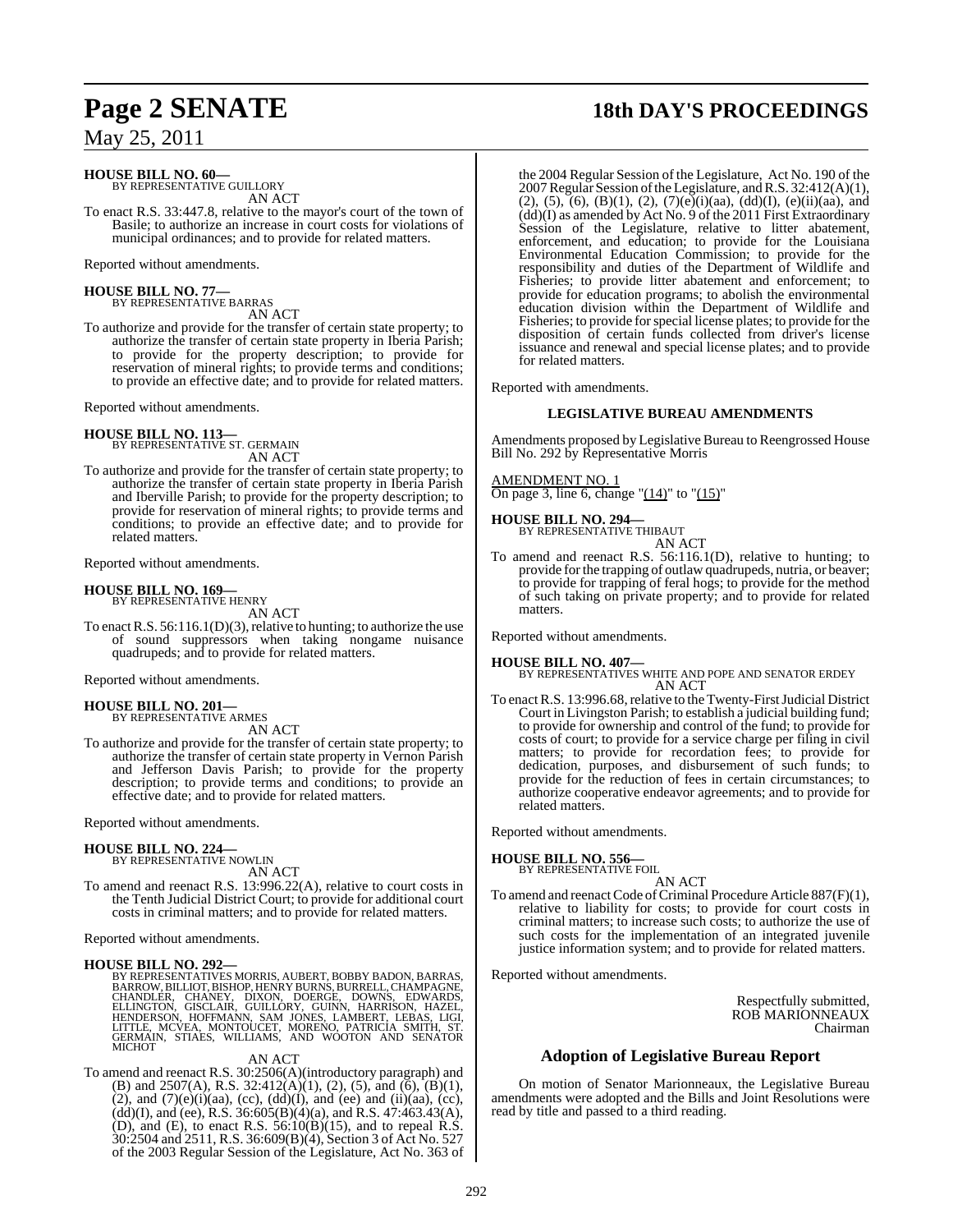**HOUSE BILL NO. 60—**
BY REPRESENTATIVE GUILLORY
AN ACT

To enact R.S. 33:447.8, relative to the mayor's court of the town of Basile; to authorize an increase in court costs for violations of municipal ordinances; and to provide for related matters.

Reported without amendments.

**HOUSE BILL NO. 77—**
BY REPRESENTATIVE BARRAS
AN ACT

To authorize and provide for the transfer of certain state property; to authorize the transfer of certain state property in Iberia Parish; to provide for the property description; to provide for reservation of mineral rights; to provide terms and conditions; to provide an effective date; and to provide for related matters.

Reported without amendments.

**HOUSE BILL NO. 113—**
BY REPRESENTATIVE ST. GERMAIN
AN ACT

To authorize and provide for the transfer of certain state property; to authorize the transfer of certain state property in Iberia Parish and Iberville Parish; to provide for the property description; to provide for reservation of mineral rights; to provide terms and conditions; to provide an effective date; and to provide for related matters.

Reported without amendments.

**HOUSE BILL NO. 169—**
BY REPRESENTATIVE HENRY
AN ACT

To enact R.S. 56:116.1(D)(3), relative to hunting; to authorize the use of sound suppressors when taking nongame nuisance quadrupeds; and to provide for related matters.

Reported without amendments.

**HOUSE BILL NO. 201—**
BY REPRESENTATIVE ARMES
AN ACT

To authorize and provide for the transfer of certain state property; to authorize the transfer of certain state property in Vernon Parish and Jefferson Davis Parish; to provide for the property description; to provide terms and conditions; to provide an effective date; and to provide for related matters.

Reported without amendments.

**HOUSE BILL NO. 224—**
BY REPRESENTATIVE NOWLIN
AN ACT

To amend and reenact R.S. 13:996.22(A), relative to court costs in the Tenth Judicial District Court; to provide for additional court costs in criminal matters; and to provide for related matters.

Reported without amendments.

**HOUSE BILL NO. 292—**
BY REPRESENTATIVES MORRIS, AUBERT, BOBBY BADON, BARRAS, BARROW, BILLIOT, BISHOP, HENRY BURNS, BURRELL, CHAMPAGNE, CHANDLER, CHANEY, DIXON, DOERGE, DOWNS, EDWARDS, ELLINGTON, GISCLAIR, GUILLORY, GUINN, HARRISON, HAZEL, HENDERSON, HOFFMANN, SAM JONES, LAMBERT, LEBAS, LIGI, LITTLE, MCVEA, MONTOUCET, MORENO, PATRICIA SMITH, ST. GERMAIN, STIAES, WILLIAMS, AND WOOTON AND SENATOR MICHOT
AN ACT

To amend and reenact R.S. 30:2506(A)(introductory paragraph) and (B) and 2507(A), R.S. 32:412(A)(1), (2), (5), and (6), (B)(1), (2), and (7)(e)(i)(aa), (cc), (dd)(I), and (ee) and (ii)(aa), (cc), (dd)(I), and (ee), R.S. 36:605(B)(4)(a), and R.S. 47:463.43(A), (D), and (E), to enact R.S. 56:10(B)(15), and to repeal R.S. 30:2504 and 2511, R.S. 36:609(B)(4), Section 3 of Act No. 527 of the 2003 Regular Session of the Legislature, Act No. 363 of the 2004 Regular Session of the Legislature, Act No. 190 of the 2007 Regular Session of the Legislature, and R.S. 32:412(A)(1), (2), (5), (6), (B)(1), (2), (7)(e)(i)(aa), (dd)(I), (e)(ii)(aa), and (dd)(I) as amended by Act No. 9 of the 2011 First Extraordinary Session of the Legislature, relative to litter abatement, enforcement, and education; to provide for the Louisiana Environmental Education Commission; to provide for the responsibility and duties of the Department of Wildlife and Fisheries; to provide litter abatement and enforcement; to provide for education programs; to abolish the environmental education division within the Department of Wildlife and Fisheries; to provide for special license plates; to provide for the disposition of certain funds collected from driver's license issuance and renewal and special license plates; and to provide for related matters.

Reported with amendments.

**LEGISLATIVE BUREAU AMENDMENTS**

Amendments proposed by Legislative Bureau to Reengrossed House Bill No. 292 by Representative Morris

AMENDMENT NO. 1
On page 3, line 6, change "(14)" to "(15)"

**HOUSE BILL NO. 294—**
BY REPRESENTATIVE THIBAUT
AN ACT

To amend and reenact R.S. 56:116.1(D), relative to hunting; to provide for the trapping of outlaw quadrupeds, nutria, or beaver; to provide for trapping of feral hogs; to provide for the method of such taking on private property; and to provide for related matters.

Reported without amendments.

**HOUSE BILL NO. 407—**
BY REPRESENTATIVES WHITE AND POPE AND SENATOR ERDEY
AN ACT

To enact R.S. 13:996.68, relative to the Twenty-First Judicial District Court in Livingston Parish; to establish a judicial building fund; to provide for ownership and control of the fund; to provide for costs of court; to provide for a service charge per filing in civil matters; to provide for recordation fees; to provide for dedication, purposes, and disbursement of such funds; to provide for the reduction of fees in certain circumstances; to authorize cooperative endeavor agreements; and to provide for related matters.

Reported without amendments.

**HOUSE BILL NO. 556—**
BY REPRESENTATIVE FOIL
AN ACT

To amend and reenact Code of Criminal Procedure Article 887(F)(1), relative to liability for costs; to provide for court costs in criminal matters; to increase such costs; to authorize the use of such costs for the implementation of an integrated juvenile justice information system; and to provide for related matters.

Reported without amendments.

Respectfully submitted,
ROB MARIONNEAUX
Chairman

## Adoption of Legislative Bureau Report

On motion of Senator Marionneaux, the Legislative Bureau amendments were adopted and the Bills and Joint Resolutions were read by title and passed to a third reading.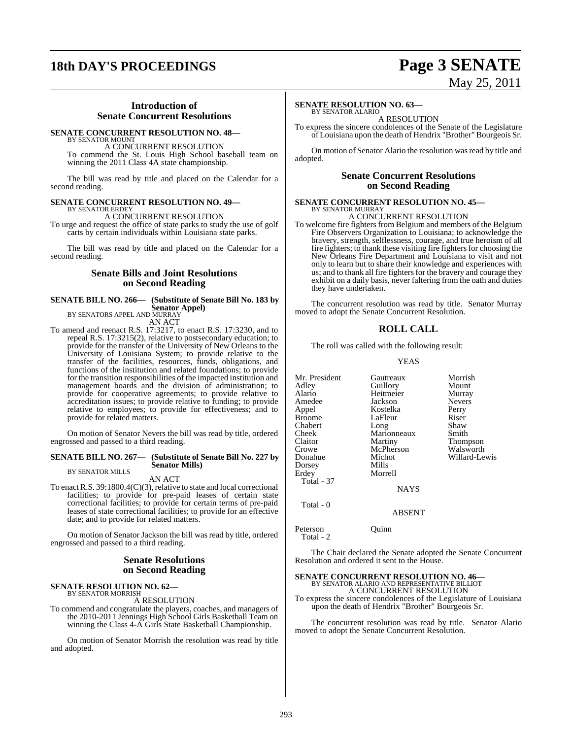## Introduction of Senate Concurrent Resolutions

**SENATE CONCURRENT RESOLUTION NO. 48—**
BY SENATOR MOUNT

A CONCURRENT RESOLUTION

To commend the St. Louis High School baseball team on winning the 2011 Class 4A state championship.

The bill was read by title and placed on the Calendar for a second reading.

**SENATE CONCURRENT RESOLUTION NO. 49—**
BY SENATOR ERDEY

A CONCURRENT RESOLUTION

To urge and request the office of state parks to study the use of golf carts by certain individuals within Louisiana state parks.

The bill was read by title and placed on the Calendar for a second reading.

## Senate Bills and Joint Resolutions on Second Reading

**SENATE BILL NO. 266— (Substitute of Senate Bill No. 183 by Senator Appel)**
BY SENATORS APPEL AND MURRAY

AN ACT

To amend and reenact R.S. 17:3217, to enact R.S. 17:3230, and to repeal R.S. 17:3215(2), relative to postsecondary education; to provide for the transfer of the University of New Orleans to the University of Louisiana System; to provide relative to the transfer of the facilities, resources, funds, obligations, and functions of the institution and related foundations; to provide for the transition responsibilities of the impacted institution and management boards and the division of administration; to provide for cooperative agreements; to provide relative to accreditation issues; to provide relative to funding; to provide relative to employees; to provide for effectiveness; and to provide for related matters.

On motion of Senator Nevers the bill was read by title, ordered engrossed and passed to a third reading.

**SENATE BILL NO. 267— (Substitute of Senate Bill No. 227 by Senator Mills)**
BY SENATOR MILLS

AN ACT

To enact R.S. 39:1800.4(C)(3), relative to state and local correctional facilities; to provide for pre-paid leases of certain state correctional facilities; to provide for certain terms of pre-paid leases of state correctional facilities; to provide for an effective date; and to provide for related matters.

On motion of Senator Jackson the bill was read by title, ordered engrossed and passed to a third reading.

## Senate Resolutions on Second Reading

**SENATE RESOLUTION NO. 62—**
BY SENATOR MORRISH

A RESOLUTION

To commend and congratulate the players, coaches, and managers of the 2010-2011 Jennings High School Girls Basketball Team on winning the Class 4-A Girls State Basketball Championship.

On motion of Senator Morrish the resolution was read by title and adopted.

**SENATE RESOLUTION NO. 63—**
BY SENATOR ALARIO

A RESOLUTION

To express the sincere condolences of the Senate of the Legislature of Louisiana upon the death of Hendrix "Brother" Bourgeois Sr.

On motion of Senator Alario the resolution was read by title and adopted.

## Senate Concurrent Resolutions on Second Reading

**SENATE CONCURRENT RESOLUTION NO. 45—**
BY SENATOR MURRAY

A CONCURRENT RESOLUTION

To welcome fire fighters from Belgium and members of the Belgium Fire Observers Organization to Louisiana; to acknowledge the bravery, strength, selflessness, courage, and true heroism of all fire fighters; to thank these visiting fire fighters for choosing the New Orleans Fire Department and Louisiana to visit and not only to learn but to share their knowledge and experiences with us; and to thank all fire fighters for the bravery and courage they exhibit on a daily basis, never faltering from the oath and duties they have undertaken.

The concurrent resolution was read by title. Senator Murray moved to adopt the Senate Concurrent Resolution.

### ROLL CALL

The roll was called with the following result:

YEAS

| | | |
|---|---|---|
| Mr. President | Gautreaux | Morrish |
| Adley | Guillory | Mount |
| Alario | Heitmeier | Murray |
| Amedee | Jackson | Nevers |
| Appel | Kostelka | Perry |
| Broome | LaFleur | Riser |
| Chabert | Long | Shaw |
| Cheek | Marionneaux | Smith |
| Claitor | Martiny | Thompson |
| Crowe | McPherson | Walsworth |
| Donahue | Michot | Willard-Lewis |
| Dorsey | Mills | |
| Erdey | Morrell | |

Total - 37

NAYS

Total - 0

ABSENT

| | |
|---|---|
| Peterson | Quinn |

Total - 2

The Chair declared the Senate adopted the Senate Concurrent Resolution and ordered it sent to the House.

**SENATE CONCURRENT RESOLUTION NO. 46—**
BY SENATOR ALARIO AND REPRESENTATIVE BILLIOT

A CONCURRENT RESOLUTION

To express the sincere condolences of the Legislature of Louisiana upon the death of Hendrix "Brother" Bourgeois Sr.

The concurrent resolution was read by title. Senator Alario moved to adopt the Senate Concurrent Resolution.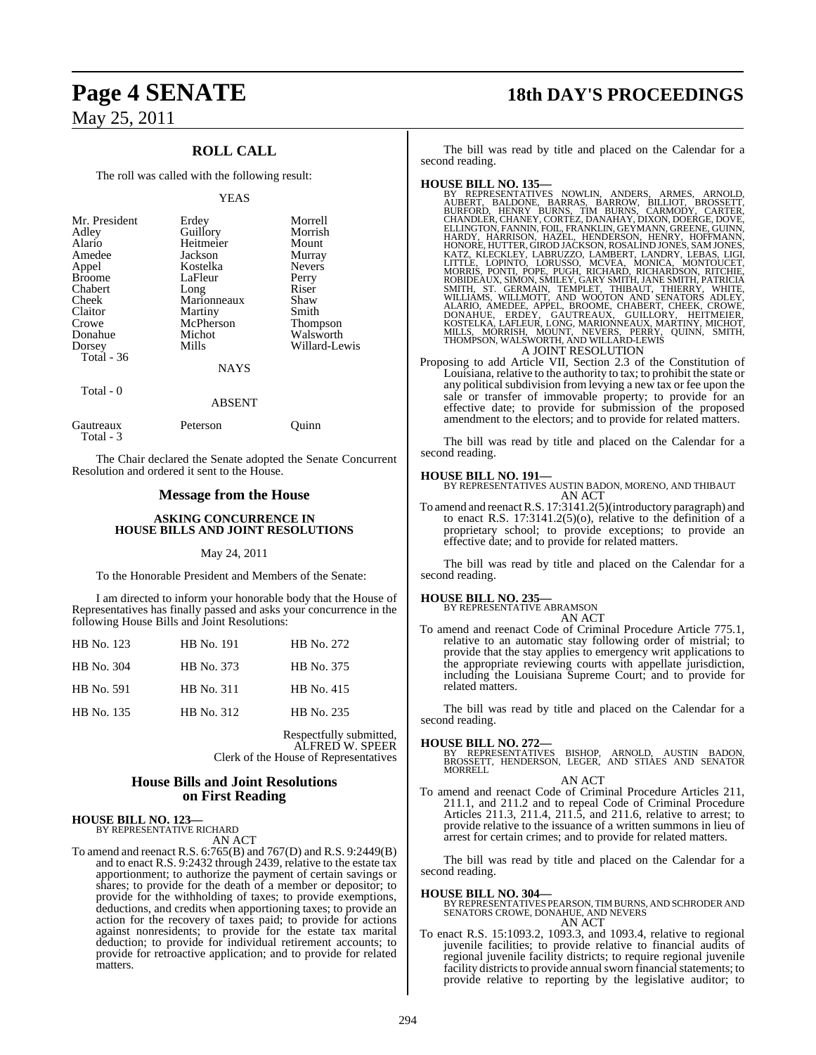## ROLL CALL

The roll was called with the following result:

YEAS

| | | |
|---|---|---|
| Mr. President | Erdey | Morrell |
| Adley | Guillory | Morrish |
| Alario | Heitmeier | Mount |
| Amedee | Jackson | Murray |
| Appel | Kostelka | Nevers |
| Broome | LaFleur | Perry |
| Chabert | Long | Riser |
| Cheek | Marionneaux | Shaw |
| Claitor | Martiny | Smith |
| Crowe | McPherson | Thompson |
| Donahue | Michot | Walsworth |
| Dorsey | Mills | Willard-Lewis |
| Total - 36 | | |

NAYS

Total - 0

ABSENT

| | | |
|---|---|---|
| Gautreaux | Peterson | Quinn |
| Total - 3 | | |

The Chair declared the Senate adopted the Senate Concurrent Resolution and ordered it sent to the House.

## Message from the House

### ASKING CONCURRENCE IN HOUSE BILLS AND JOINT RESOLUTIONS

May 24, 2011

To the Honorable President and Members of the Senate:

I am directed to inform your honorable body that the House of Representatives has finally passed and asks your concurrence in the following House Bills and Joint Resolutions:

| | | |
|---|---|---|
| HB No. 123 | HB No. 191 | HB No. 272 |
| HB No. 304 | HB No. 373 | HB No. 375 |
| HB No. 591 | HB No. 311 | HB No. 415 |
| HB No. 135 | HB No. 312 | HB No. 235 |

Respectfully submitted,
ALFRED W. SPEER
Clerk of the House of Representatives

## House Bills and Joint Resolutions on First Reading

**HOUSE BILL NO. 123—**
BY REPRESENTATIVE RICHARD
AN ACT

To amend and reenact R.S. 6:765(B) and 767(D) and R.S. 9:2449(B) and to enact R.S. 9:2432 through 2439, relative to the estate tax apportionment; to authorize the payment of certain savings or shares; to provide for the death of a member or depositor; to provide for the withholding of taxes; to provide exemptions, deductions, and credits when apportioning taxes; to provide an action for the recovery of taxes paid; to provide for actions against nonresidents; to provide for the estate tax marital deduction; to provide for individual retirement accounts; to provide for retroactive application; and to provide for related matters.

The bill was read by title and placed on the Calendar for a second reading.

**HOUSE BILL NO. 135—**
BY REPRESENTATIVES NOWLIN, ANDERS, ARMES, ARNOLD, AUBERT, BALDONE, BARRAS, BARROW, BILLIOT, BROSSETT, BURFORD, HENRY BURNS, TIM BURNS, CARMODY, CARTER, CHANDLER, CHANEY, CORTEZ, DANAHAY, DIXON, DOERGE, DOVE, ELLINGTON, FANNIN, FOIL, FRANKLIN, GEYMANN, GREENE, GUINN, HARDY, HARRISON, HAZEL, HENDERSON, HENRY, HOFFMANN, HONORE, HUTTER, GIROD JACKSON, ROSALIND JONES, SAM JONES, KATZ, KLECKLEY, LABRUZZO, LAMBERT, LANDRY, LEBAS, LIGI, LITTLE, LOPINTO, LORUSSO, MCVEA, MONICA, MONTOUCET, MORRIS, PONTI, POPE, PUGH, RICHARD, RICHARDSON, RITCHIE, ROBIDEAUX, SIMON, SMILEY, GARY SMITH, JANE SMITH, PATRICIA SMITH, ST. GERMAIN, TEMPLET, THIBAUT, THIERRY, WHITE, WILLIAMS, WILLMOTT, AND WOOTON AND SENATORS ADLEY, ALARIO, AMEDEE, APPEL, BROOME, CHABERT, CHEEK, CROWE, DONAHUE, ERDEY, GAUTREAUX, GUILLORY, HEITMEIER, KOSTELKA, LAFLEUR, LONG, MARIONNEAUX, MARTINY, MICHOT, MILLS, MORRISH, MOUNT, NEVERS, PERRY, QUINN, SMITH, THOMPSON, WALSWORTH, AND WILLARD-LEWIS
A JOINT RESOLUTION

Proposing to add Article VII, Section 2.3 of the Constitution of Louisiana, relative to the authority to tax; to prohibit the state or any political subdivision from levying a new tax or fee upon the sale or transfer of immovable property; to provide for an effective date; to provide for submission of the proposed amendment to the electors; and to provide for related matters.

The bill was read by title and placed on the Calendar for a second reading.

**HOUSE BILL NO. 191—**
BY REPRESENTATIVES AUSTIN BADON, MORENO, AND THIBAUT
AN ACT

To amend and reenact R.S. 17:3141.2(5)(introductory paragraph) and to enact R.S. 17:3141.2(5)(o), relative to the definition of a proprietary school; to provide exceptions; to provide an effective date; and to provide for related matters.

The bill was read by title and placed on the Calendar for a second reading.

**HOUSE BILL NO. 235—**
BY REPRESENTATIVE ABRAMSON
AN ACT

To amend and reenact Code of Criminal Procedure Article 775.1, relative to an automatic stay following order of mistrial; to provide that the stay applies to emergency writ applications to the appropriate reviewing courts with appellate jurisdiction, including the Louisiana Supreme Court; and to provide for related matters.

The bill was read by title and placed on the Calendar for a second reading.

**HOUSE BILL NO. 272—**
BY REPRESENTATIVES BISHOP, ARNOLD, AUSTIN BADON, BROSSETT, HENDERSON, LEGER, AND STIAES AND SENATOR MORRELL
AN ACT

To amend and reenact Code of Criminal Procedure Articles 211, 211.1, and 211.2 and to repeal Code of Criminal Procedure Articles 211.3, 211.4, 211.5, and 211.6, relative to arrest; to provide relative to the issuance of a written summons in lieu of arrest for certain crimes; and to provide for related matters.

The bill was read by title and placed on the Calendar for a second reading.

**HOUSE BILL NO. 304—**
BY REPRESENTATIVES PEARSON, TIM BURNS, AND SCHRODER AND SENATORS CROWE, DONAHUE, AND NEVERS
AN ACT

To enact R.S. 15:1093.2, 1093.3, and 1093.4, relative to regional juvenile facilities; to provide relative to financial audits of regional juvenile facility districts; to require regional juvenile facility districts to provide annual sworn financial statements; to provide relative to reporting by the legislative auditor; to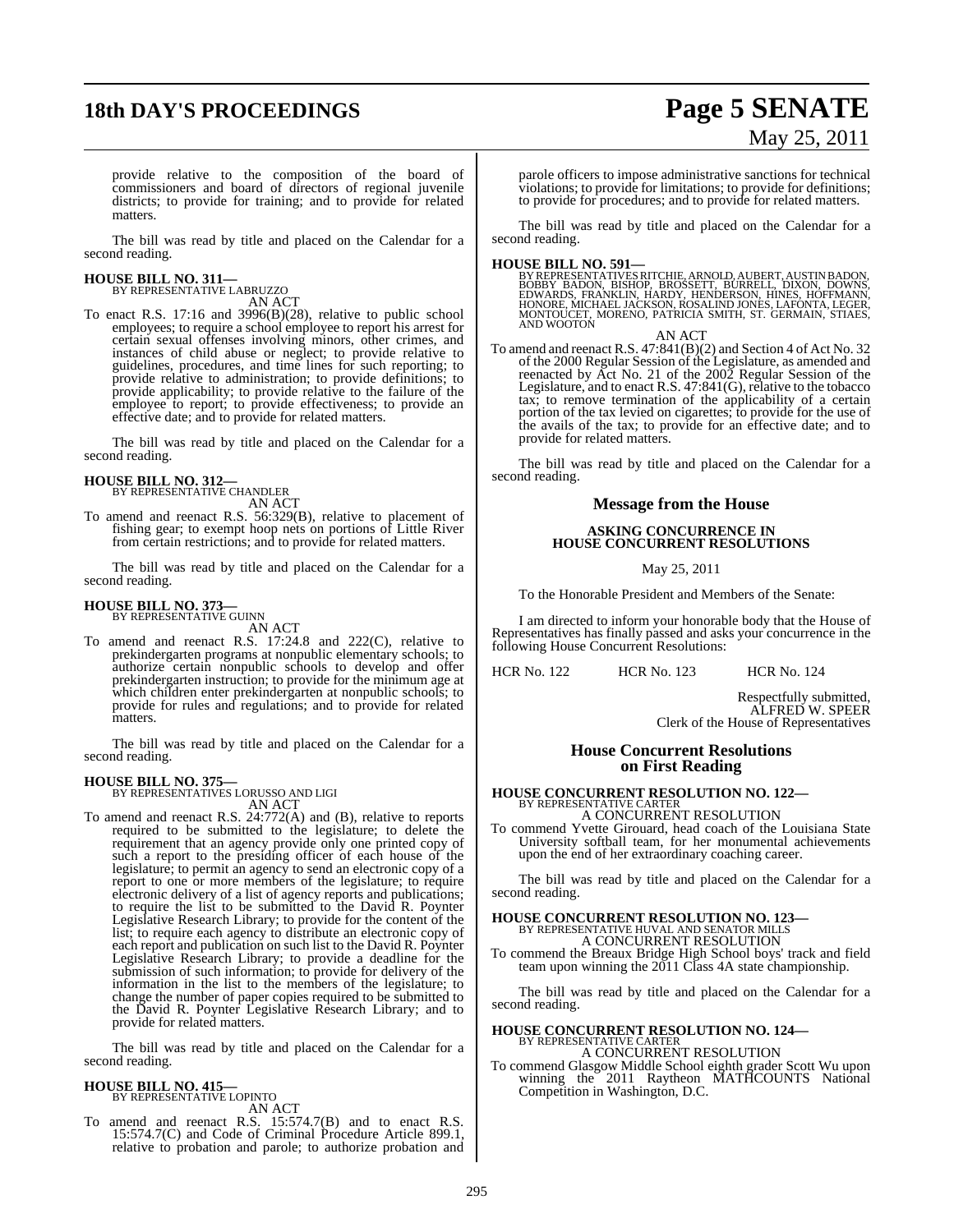provide relative to the composition of the board of commissioners and board of directors of regional juvenile districts; to provide for training; and to provide for related matters.

The bill was read by title and placed on the Calendar for a second reading.

**HOUSE BILL NO. 311—**
BY REPRESENTATIVE LABRUZZO
AN ACT

To enact R.S. 17:16 and 3996(B)(28), relative to public school employees; to require a school employee to report his arrest for certain sexual offenses involving minors, other crimes, and instances of child abuse or neglect; to provide relative to guidelines, procedures, and time lines for such reporting; to provide relative to administration; to provide definitions; to provide applicability; to provide relative to the failure of the employee to report; to provide effectiveness; to provide an effective date; and to provide for related matters.

The bill was read by title and placed on the Calendar for a second reading.

**HOUSE BILL NO. 312—**
BY REPRESENTATIVE CHANDLER
AN ACT

To amend and reenact R.S. 56:329(B), relative to placement of fishing gear; to exempt hoop nets on portions of Little River from certain restrictions; and to provide for related matters.

The bill was read by title and placed on the Calendar for a second reading.

**HOUSE BILL NO. 373—**
BY REPRESENTATIVE GUINN
AN ACT

To amend and reenact R.S. 17:24.8 and 222(C), relative to prekindergarten programs at nonpublic elementary schools; to authorize certain nonpublic schools to develop and offer prekindergarten instruction; to provide for the minimum age at which children enter prekindergarten at nonpublic schools; to provide for rules and regulations; and to provide for related matters.

The bill was read by title and placed on the Calendar for a second reading.

**HOUSE BILL NO. 375—**
BY REPRESENTATIVES LORUSSO AND LIGI
AN ACT

To amend and reenact R.S. 24:772(A) and (B), relative to reports required to be submitted to the legislature; to delete the requirement that an agency provide only one printed copy of such a report to the presiding officer of each house of the legislature; to permit an agency to send an electronic copy of a report to one or more members of the legislature; to require electronic delivery of a list of agency reports and publications; to require the list to be submitted to the David R. Poynter Legislative Research Library; to provide for the content of the list; to require each agency to distribute an electronic copy of each report and publication on such list to the David R. Poynter Legislative Research Library; to provide a deadline for the submission of such information; to provide for delivery of the information in the list to the members of the legislature; to change the number of paper copies required to be submitted to the David R. Poynter Legislative Research Library; and to provide for related matters.

The bill was read by title and placed on the Calendar for a second reading.

**HOUSE BILL NO. 415—**
BY REPRESENTATIVE LOPINTO
AN ACT

To amend and reenact R.S. 15:574.7(B) and to enact R.S. 15:574.7(C) and Code of Criminal Procedure Article 899.1, relative to probation and parole; to authorize probation and parole officers to impose administrative sanctions for technical violations; to provide for limitations; to provide for definitions; to provide for procedures; and to provide for related matters.

The bill was read by title and placed on the Calendar for a second reading.

**HOUSE BILL NO. 591—**
BY REPRESENTATIVES RITCHIE, ARNOLD, AUBERT, AUSTIN BADON, BOBBY BADON, BISHOP, BROSSETT, BURRELL, DIXON, DOWNS, EDWARDS, FRANKLIN, HARDY, HENDERSON, HINES, HOFFMANN, HONORE, MICHAEL JACKSON, ROSALIND JONES, LAFONTA, LEGER, MONTOUCET, MORENO, PATRICIA SMITH, ST. GERMAIN, STIAES, AND WOOTON
AN ACT

To amend and reenact R.S. 47:841(B)(2) and Section 4 of Act No. 32 of the 2000 Regular Session of the Legislature, as amended and reenacted by Act No. 21 of the 2002 Regular Session of the Legislature, and to enact R.S. 47:841(G), relative to the tobacco tax; to remove termination of the applicability of a certain portion of the tax levied on cigarettes; to provide for the use of the avails of the tax; to provide for an effective date; and to provide for related matters.

The bill was read by title and placed on the Calendar for a second reading.

## Message from the House

### ASKING CONCURRENCE IN HOUSE CONCURRENT RESOLUTIONS

May 25, 2011

To the Honorable President and Members of the Senate:

I am directed to inform your honorable body that the House of Representatives has finally passed and asks your concurrence in the following House Concurrent Resolutions:

HCR No. 122 HCR No. 123 HCR No. 124

Respectfully submitted,
ALFRED W. SPEER
Clerk of the House of Representatives

## House Concurrent Resolutions on First Reading

**HOUSE CONCURRENT RESOLUTION NO. 122—**
BY REPRESENTATIVE CARTER
A CONCURRENT RESOLUTION

To commend Yvette Girouard, head coach of the Louisiana State University softball team, for her monumental achievements upon the end of her extraordinary coaching career.

The bill was read by title and placed on the Calendar for a second reading.

**HOUSE CONCURRENT RESOLUTION NO. 123—**
BY REPRESENTATIVE HUVAL AND SENATOR MILLS
A CONCURRENT RESOLUTION

To commend the Breaux Bridge High School boys' track and field team upon winning the 2011 Class 4A state championship.

The bill was read by title and placed on the Calendar for a second reading.

**HOUSE CONCURRENT RESOLUTION NO. 124—**
BY REPRESENTATIVE CARTER
A CONCURRENT RESOLUTION

To commend Glasgow Middle School eighth grader Scott Wu upon winning the 2011 Raytheon MATHCOUNTS National Competition in Washington, D.C.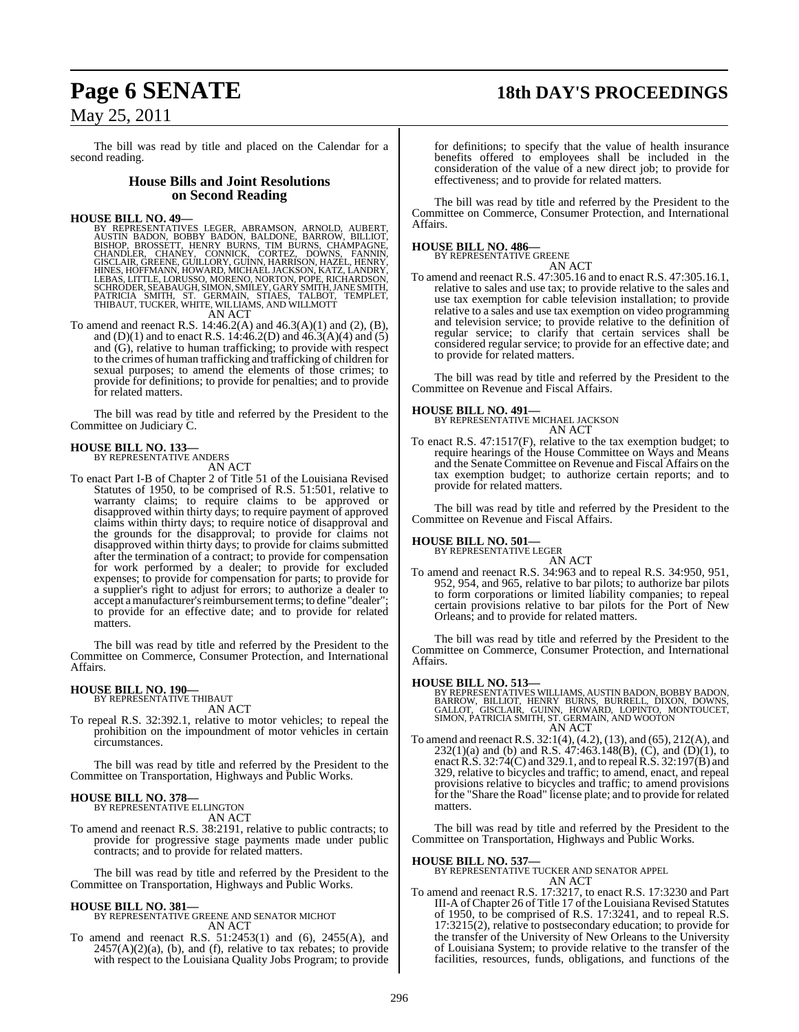The bill was read by title and placed on the Calendar for a second reading.

## House Bills and Joint Resolutions on Second Reading

**HOUSE BILL NO. 49—**
BY REPRESENTATIVES LEGER, ABRAMSON, ARNOLD, AUBERT, AUSTIN BADON, BOBBY BADON, BALDONE, BARROW, BILLIOT, BISHOP, BROSSETT, HENRY BURNS, TIM BURNS, CHAMPAGNE, CHANDLER, CHANEY, CONNICK, CORTEZ, DOWNS, FANNIN, GISCLAIR, GREENE, GUILLORY, GUINN, HARRISON, HAZEL, HENRY, HINES, HOFFMANN, HOWARD, MICHAEL JACKSON, KATZ, LANDRY, LEBAS, LITTLE, LORUSSO, MORENO, NORTON, POPE, RICHARDSON, SCHRODER, SEABAUGH, SIMON, SMILEY, GARY SMITH, JANE SMITH, PATRICIA SMITH, ST. GERMAIN, STIAES, TALBOT, TEMPLET, THIBAUT, TUCKER, WHITE, WILLIAMS, AND WILLMOTT

AN ACT

To amend and reenact R.S. 14:46.2(A) and 46.3(A)(1) and (2), (B), and (D)(1) and to enact R.S. 14:46.2(D) and 46.3(A)(4) and (5) and (G), relative to human trafficking; to provide with respect to the crimes of human trafficking and trafficking of children for sexual purposes; to amend the elements of those crimes; to provide for definitions; to provide for penalties; and to provide for related matters.

The bill was read by title and referred by the President to the Committee on Judiciary C.

**HOUSE BILL NO. 133—**
BY REPRESENTATIVE ANDERS

AN ACT

To enact Part I-B of Chapter 2 of Title 51 of the Louisiana Revised Statutes of 1950, to be comprised of R.S. 51:501, relative to warranty claims; to require claims to be approved or disapproved within thirty days; to require payment of approved claims within thirty days; to require notice of disapproval and the grounds for the disapproval; to provide for claims not disapproved within thirty days; to provide for claims submitted after the termination of a contract; to provide for compensation for work performed by a dealer; to provide for excluded expenses; to provide for compensation for parts; to provide for a supplier's right to adjust for errors; to authorize a dealer to accept a manufacturer's reimbursement terms; to define "dealer"; to provide for an effective date; and to provide for related matters.

The bill was read by title and referred by the President to the Committee on Commerce, Consumer Protection, and International Affairs.

**HOUSE BILL NO. 190—**
BY REPRESENTATIVE THIBAUT

AN ACT

To repeal R.S. 32:392.1, relative to motor vehicles; to repeal the prohibition on the impoundment of motor vehicles in certain circumstances.

The bill was read by title and referred by the President to the Committee on Transportation, Highways and Public Works.

**HOUSE BILL NO. 378—**
BY REPRESENTATIVE ELLINGTON

AN ACT

To amend and reenact R.S. 38:2191, relative to public contracts; to provide for progressive stage payments made under public contracts; and to provide for related matters.

The bill was read by title and referred by the President to the Committee on Transportation, Highways and Public Works.

**HOUSE BILL NO. 381—**
BY REPRESENTATIVE GREENE AND SENATOR MICHOT

AN ACT

To amend and reenact R.S. 51:2453(1) and (6), 2455(A), and 2457(A)(2)(a), (b), and (f), relative to tax rebates; to provide with respect to the Louisiana Quality Jobs Program; to provide for definitions; to specify that the value of health insurance benefits offered to employees shall be included in the consideration of the value of a new direct job; to provide for effectiveness; and to provide for related matters.

The bill was read by title and referred by the President to the Committee on Commerce, Consumer Protection, and International Affairs.

**HOUSE BILL NO. 486—**
BY REPRESENTATIVE GREENE

AN ACT

To amend and reenact R.S. 47:305.16 and to enact R.S. 47:305.16.1, relative to sales and use tax; to provide relative to the sales and use tax exemption for cable television installation; to provide relative to a sales and use tax exemption on video programming and television service; to provide relative to the definition of regular service; to clarify that certain services shall be considered regular service; to provide for an effective date; and to provide for related matters.

The bill was read by title and referred by the President to the Committee on Revenue and Fiscal Affairs.

**HOUSE BILL NO. 491—**
BY REPRESENTATIVE MICHAEL JACKSON

AN ACT

To enact R.S. 47:1517(F), relative to the tax exemption budget; to require hearings of the House Committee on Ways and Means and the Senate Committee on Revenue and Fiscal Affairs on the tax exemption budget; to authorize certain reports; and to provide for related matters.

The bill was read by title and referred by the President to the Committee on Revenue and Fiscal Affairs.

**HOUSE BILL NO. 501—**
BY REPRESENTATIVE LEGER

AN ACT

To amend and reenact R.S. 34:963 and to repeal R.S. 34:950, 951, 952, 954, and 965, relative to bar pilots; to authorize bar pilots to form corporations or limited liability companies; to repeal certain provisions relative to bar pilots for the Port of New Orleans; and to provide for related matters.

The bill was read by title and referred by the President to the Committee on Commerce, Consumer Protection, and International Affairs.

**HOUSE BILL NO. 513—**
BY REPRESENTATIVES WILLIAMS, AUSTIN BADON, BOBBY BADON, BARROW, BILLIOT, HENRY BURNS, BURRELL, DIXON, DOWNS, GALLOT, GISCLAIR, GUINN, HOWARD, LOPINTO, MONTOUCET, SIMON, PATRICIA SMITH, ST. GERMAIN, AND WOOTON

AN ACT

To amend and reenact R.S. 32:1(4), (4.2), (13), and (65), 212(A), and 232(1)(a) and (b) and R.S. 47:463.148(B), (C), and (D)(1), to enact R.S. 32:74(C) and 329.1, and to repeal R.S. 32:197(B) and 329, relative to bicycles and traffic; to amend, enact, and repeal provisions relative to bicycles and traffic; to amend provisions for the "Share the Road" license plate; and to provide for related matters.

The bill was read by title and referred by the President to the Committee on Transportation, Highways and Public Works.

**HOUSE BILL NO. 537—**
BY REPRESENTATIVE TUCKER AND SENATOR APPEL

AN ACT

To amend and reenact R.S. 17:3217, to enact R.S. 17:3230 and Part III-A of Chapter 26 of Title 17 of the Louisiana Revised Statutes of 1950, to be comprised of R.S. 17:3241, and to repeal R.S. 17:3215(2), relative to postsecondary education; to provide for the transfer of the University of New Orleans to the University of Louisiana System; to provide relative to the transfer of the facilities, resources, funds, obligations, and functions of the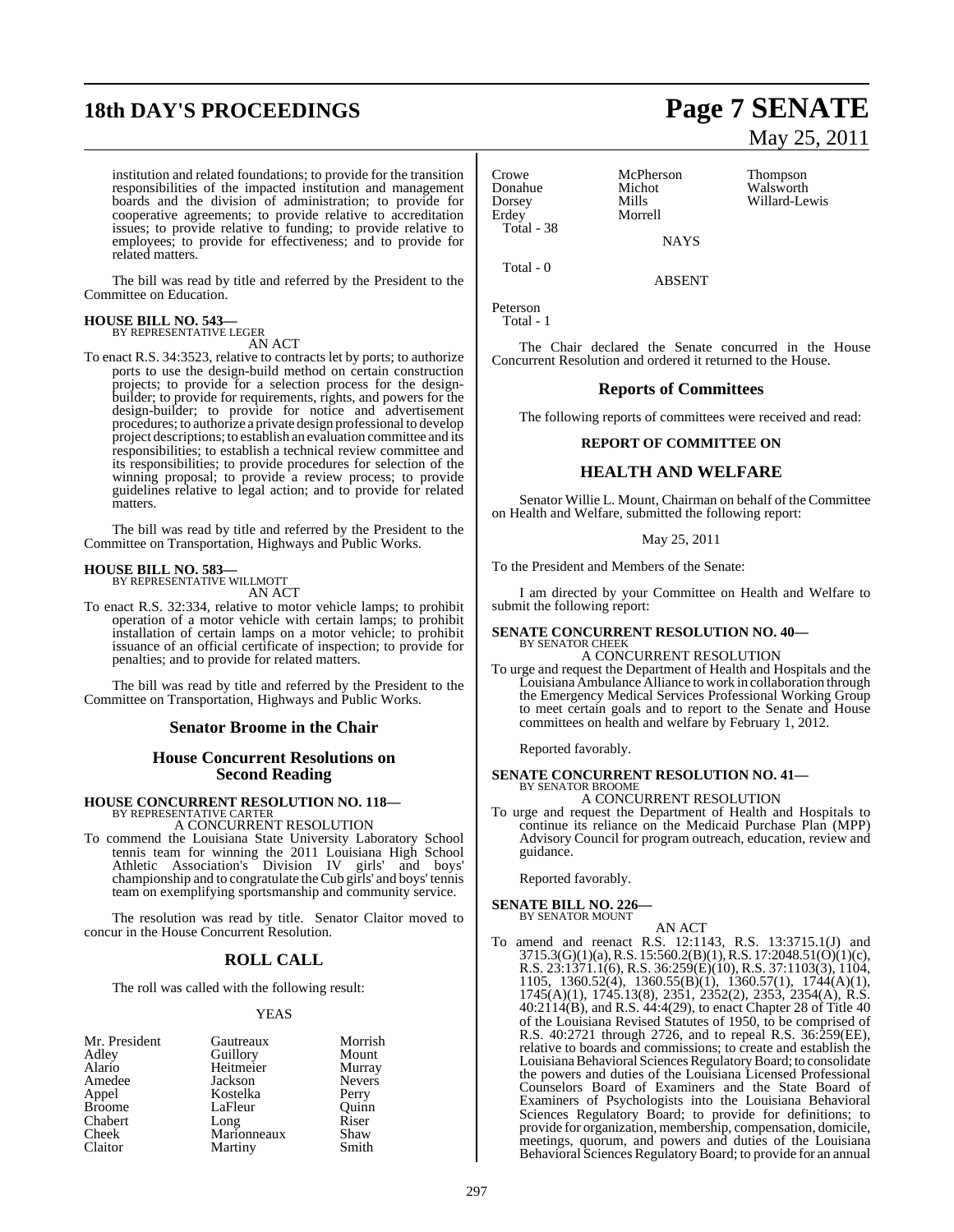institution and related foundations; to provide for the transition responsibilities of the impacted institution and management boards and the division of administration; to provide for cooperative agreements; to provide relative to accreditation issues; to provide relative to funding; to provide relative to employees; to provide for effectiveness; and to provide for related matters.

The bill was read by title and referred by the President to the Committee on Education.

**HOUSE BILL NO. 543—**
BY REPRESENTATIVE LEGER

AN ACT

To enact R.S. 34:3523, relative to contracts let by ports; to authorize ports to use the design-build method on certain construction projects; to provide for a selection process for the design-builder; to provide for requirements, rights, and powers for the design-builder; to provide for notice and advertisement procedures; to authorize a private design professional to develop project descriptions; to establish an evaluation committee and its responsibilities; to establish a technical review committee and its responsibilities; to provide procedures for selection of the winning proposal; to provide a review process; to provide guidelines relative to legal action; and to provide for related matters.

The bill was read by title and referred by the President to the Committee on Transportation, Highways and Public Works.

**HOUSE BILL NO. 583—**
BY REPRESENTATIVE WILLMOTT

AN ACT

To enact R.S. 32:334, relative to motor vehicle lamps; to prohibit operation of a motor vehicle with certain lamps; to prohibit installation of certain lamps on a motor vehicle; to prohibit issuance of an official certificate of inspection; to provide for penalties; and to provide for related matters.

The bill was read by title and referred by the President to the Committee on Transportation, Highways and Public Works.

## Senator Broome in the Chair

## House Concurrent Resolutions on Second Reading

**HOUSE CONCURRENT RESOLUTION NO. 118—**
BY REPRESENTATIVE CARTER

A CONCURRENT RESOLUTION

To commend the Louisiana State University Laboratory School tennis team for winning the 2011 Louisiana High School Athletic Association's Division IV girls' and boys' championship and to congratulate the Cub girls' and boys' tennis team on exemplifying sportsmanship and community service.

The resolution was read by title. Senator Claitor moved to concur in the House Concurrent Resolution.

## ROLL CALL

The roll was called with the following result:

YEAS

| | | |
|---|---|---|
| Mr. President | Gautreaux | Morrish |
| Adley | Guillory | Mount |
| Alario | Heitmeier | Murray |
| Amedee | Jackson | Nevers |
| Appel | Kostelka | Perry |
| Broome | LaFleur | Quinn |
| Chabert | Long | Riser |
| Cheek | Marionneaux | Shaw |
| Claitor | Martiny | Smith |
| Crowe | McPherson | Thompson |
| Donahue | Michot | Walsworth |
| Dorsey | Mills | Willard-Lewis |
| Erdey | Morrell | |

Total - 38

NAYS

Total - 0

ABSENT

Peterson

Total - 1

The Chair declared the Senate concurred in the House Concurrent Resolution and ordered it returned to the House.

## Reports of Committees

The following reports of committees were received and read:

### REPORT OF COMMITTEE ON

### HEALTH AND WELFARE

Senator Willie L. Mount, Chairman on behalf of the Committee on Health and Welfare, submitted the following report:

May 25, 2011

To the President and Members of the Senate:

I am directed by your Committee on Health and Welfare to submit the following report:

**SENATE CONCURRENT RESOLUTION NO. 40—**
BY SENATOR CHEEK

A CONCURRENT RESOLUTION

To urge and request the Department of Health and Hospitals and the Louisiana Ambulance Alliance to work in collaboration through the Emergency Medical Services Professional Working Group to meet certain goals and to report to the Senate and House committees on health and welfare by February 1, 2012.

Reported favorably.

**SENATE CONCURRENT RESOLUTION NO. 41—**
BY SENATOR BROOME

A CONCURRENT RESOLUTION

To urge and request the Department of Health and Hospitals to continue its reliance on the Medicaid Purchase Plan (MPP) Advisory Council for program outreach, education, review and guidance.

Reported favorably.

**SENATE BILL NO. 226—**
BY SENATOR MOUNT

AN ACT

To amend and reenact R.S. 12:1143, R.S. 13:3715.1(J) and 3715.3(G)(1)(a), R.S. 15:560.2(B)(1), R.S. 17:2048.51(O)(1)(c), R.S. 23:1371.1(6), R.S. 36:259(E)(10), R.S. 37:1103(3), 1104, 1105, 1360.52(4), 1360.55(B)(1), 1360.57(1), 1744(A)(1), 1745(A)(1), 1745.13(8), 2351, 2352(2), 2353, 2354(A), R.S. 40:2114(B), and R.S. 44:4(29), to enact Chapter 28 of Title 40 of the Louisiana Revised Statutes of 1950, to be comprised of R.S. 40:2721 through 2726, and to repeal R.S. 36:259(EE), relative to boards and commissions; to create and establish the Louisiana Behavioral Sciences Regulatory Board; to consolidate the powers and duties of the Louisiana Licensed Professional Counselors Board of Examiners and the State Board of Examiners of Psychologists into the Louisiana Behavioral Sciences Regulatory Board; to provide for definitions; to provide for organization, membership, compensation, domicile, meetings, quorum, and powers and duties of the Louisiana Behavioral Sciences Regulatory Board; to provide for an annual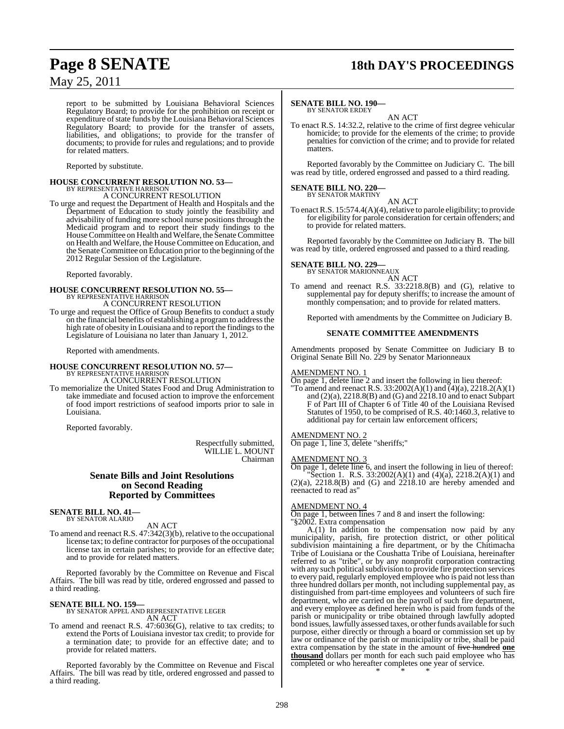report to be submitted by Louisiana Behavioral Sciences Regulatory Board; to provide for the prohibition on receipt or expenditure of state funds by the Louisiana Behavioral Sciences Regulatory Board; to provide for the transfer of assets, liabilities, and obligations; to provide for the transfer of documents; to provide for rules and regulations; and to provide for related matters.

Reported by substitute.

**HOUSE CONCURRENT RESOLUTION NO. 53—**
BY REPRESENTATIVE HARRISON
A CONCURRENT RESOLUTION

To urge and request the Department of Health and Hospitals and the Department of Education to study jointly the feasibility and advisability of funding more school nurse positions through the Medicaid program and to report their study findings to the House Committee on Health and Welfare, the Senate Committee on Health and Welfare, the House Committee on Education, and the Senate Committee on Education prior to the beginning of the 2012 Regular Session of the Legislature.

Reported favorably.

**HOUSE CONCURRENT RESOLUTION NO. 55—**
BY REPRESENTATIVE HARRISON
A CONCURRENT RESOLUTION

To urge and request the Office of Group Benefits to conduct a study on the financial benefits of establishing a program to address the high rate of obesity in Louisiana and to report the findings to the Legislature of Louisiana no later than January 1, 2012.

Reported with amendments.

**HOUSE CONCURRENT RESOLUTION NO. 57—**
BY REPRESENTATIVE HARRISON
A CONCURRENT RESOLUTION

To memorialize the United States Food and Drug Administration to take immediate and focused action to improve the enforcement of food import restrictions of seafood imports prior to sale in Louisiana.

Reported favorably.

Respectfully submitted,
WILLIE L. MOUNT
Chairman

## Senate Bills and Joint Resolutions on Second Reading Reported by Committees

**SENATE BILL NO. 41—**
BY SENATOR ALARIO
AN ACT

To amend and reenact R.S. 47:342(3)(b), relative to the occupational license tax; to define contractor for purposes of the occupational license tax in certain parishes; to provide for an effective date; and to provide for related matters.

Reported favorably by the Committee on Revenue and Fiscal Affairs. The bill was read by title, ordered engrossed and passed to a third reading.

**SENATE BILL NO. 159—**
BY SENATOR APPEL AND REPRESENTATIVE LEGER
AN ACT

To amend and reenact R.S. 47:6036(G), relative to tax credits; to extend the Ports of Louisiana investor tax credit; to provide for a termination date; to provide for an effective date; and to provide for related matters.

Reported favorably by the Committee on Revenue and Fiscal Affairs. The bill was read by title, ordered engrossed and passed to a third reading.

**SENATE BILL NO. 190—**
BY SENATOR ERDEY
AN ACT

To enact R.S. 14:32.2, relative to the crime of first degree vehicular homicide; to provide for the elements of the crime; to provide penalties for conviction of the crime; and to provide for related matters.

Reported favorably by the Committee on Judiciary C. The bill was read by title, ordered engrossed and passed to a third reading.

**SENATE BILL NO. 220—**
BY SENATOR MARTINY
AN ACT

To enact R.S. 15:574.4(A)(4), relative to parole eligibility; to provide for eligibility for parole consideration for certain offenders; and to provide for related matters.

Reported favorably by the Committee on Judiciary B. The bill was read by title, ordered engrossed and passed to a third reading.

**SENATE BILL NO. 229—**
BY SENATOR MARIONNEAUX
AN ACT

To amend and reenact R.S. 33:2218.8(B) and (G), relative to supplemental pay for deputy sheriffs; to increase the amount of monthly compensation; and to provide for related matters.

Reported with amendments by the Committee on Judiciary B.

### SENATE COMMITTEE AMENDMENTS

Amendments proposed by Senate Committee on Judiciary B to Original Senate Bill No. 229 by Senator Marionneaux

AMENDMENT NO. 1
On page 1, delete line 2 and insert the following in lieu thereof:
"To amend and reenact R.S. 33:2002(A)(1) and (4)(a), 2218.2(A)(1) and (2)(a), 2218.8(B) and (G) and 2218.10 and to enact Subpart F of Part III of Chapter 6 of Title 40 of the Louisiana Revised Statutes of 1950, to be comprised of R.S. 40:1460.3, relative to additional pay for certain law enforcement officers;

AMENDMENT NO. 2
On page 1, line 3, delete "sheriffs;"

AMENDMENT NO. 3
On page 1, delete line 6, and insert the following in lieu of thereof:
"Section 1. R.S. 33:2002(A)(1) and (4)(a), 2218.2(A)(1) and (2)(a), 2218.8(B) and (G) and 2218.10 are hereby amended and reenacted to read as"

AMENDMENT NO. 4
On page 1, between lines 7 and 8 and insert the following:
"§2002. Extra compensation

A.(1) In addition to the compensation now paid by any municipality, parish, fire protection district, or other political subdivision maintaining a fire department, or by the Chitimacha Tribe of Louisiana or the Coushatta Tribe of Louisiana, hereinafter referred to as "tribe", or by any nonprofit corporation contracting with any such political subdivision to provide fire protection services to every paid, regularly employed employee who is paid not less than three hundred dollars per month, not including supplemental pay, as distinguished from part-time employees and volunteers of such fire department, who are carried on the payroll of such fire department, and every employee as defined herein who is paid from funds of the parish or municipality or tribe obtained through lawfully adopted bond issues, lawfully assessed taxes, or other funds available for such purpose, either directly or through a board or commission set up by law or ordinance of the parish or municipality or tribe, shall be paid extra compensation by the state in the amount of ~~five hundred~~ **one thousand** dollars per month for each such paid employee who has completed or who hereafter completes one year of service.

\* \* \*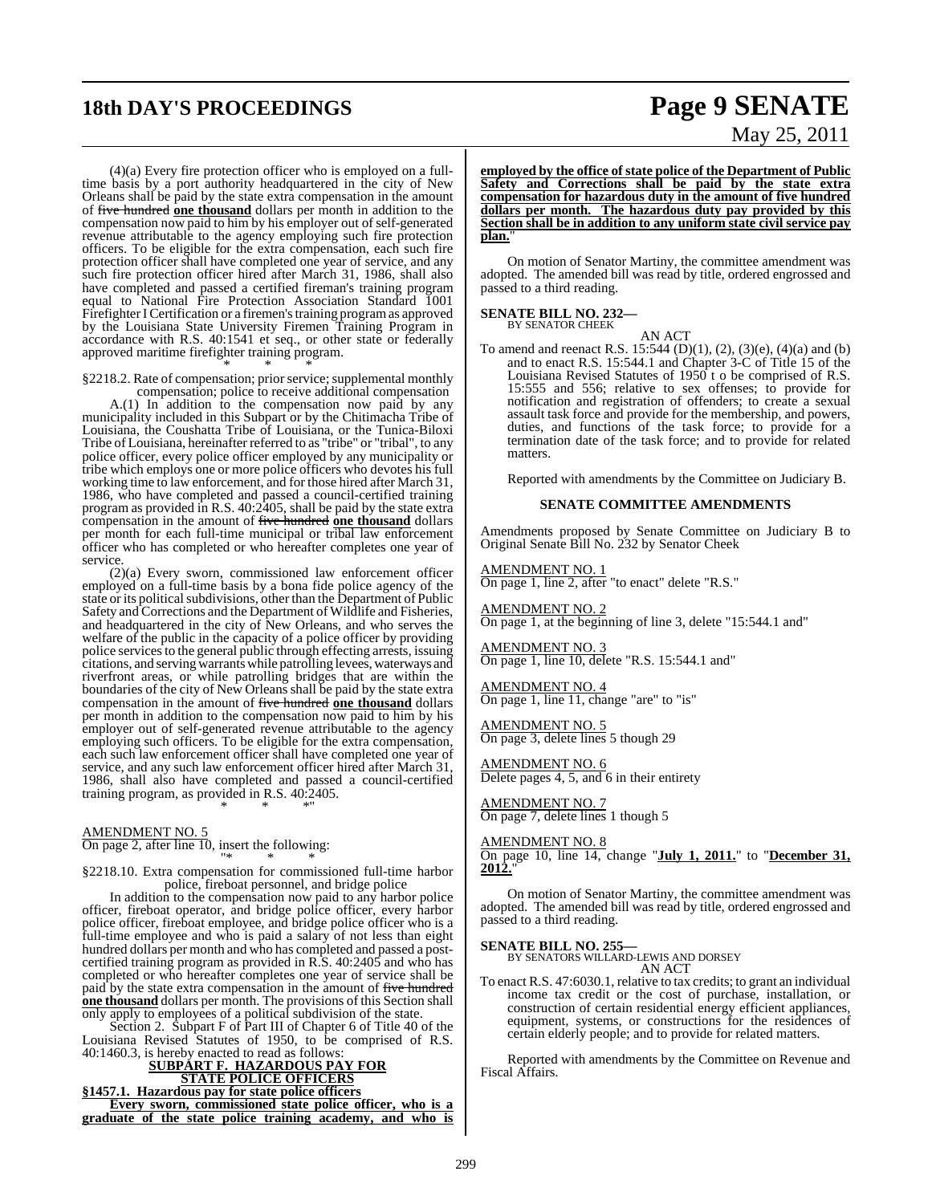(4)(a) Every fire protection officer who is employed on a full-time basis by a port authority headquartered in the city of New Orleans shall be paid by the state extra compensation in the amount of ~~five hundred~~ **one thousand** dollars per month in addition to the compensation now paid to him by his employer out of self-generated revenue attributable to the agency employing such fire protection officers. To be eligible for the extra compensation, each such fire protection officer shall have completed one year of service, and any such fire protection officer hired after March 31, 1986, shall also have completed and passed a certified fireman's training program equal to National Fire Protection Association Standard 1001 Firefighter I Certification or a firemen's training program as approved by the Louisiana State University Firemen Training Program in accordance with R.S. 40:1541 et seq., or other state or federally approved maritime firefighter training program.

\* \* \*

§2218.2. Rate of compensation; prior service; supplemental monthly compensation; police to receive additional compensation

A.(1) In addition to the compensation now paid by any municipality included in this Subpart or by the Chitimacha Tribe of Louisiana, the Coushatta Tribe of Louisiana, or the Tunica-Biloxi Tribe of Louisiana, hereinafter referred to as "tribe" or "tribal", to any police officer, every police officer employed by any municipality or tribe which employs one or more police officers who devotes his full working time to law enforcement, and for those hired after March 31, 1986, who have completed and passed a council-certified training program as provided in R.S. 40:2405, shall be paid by the state extra compensation in the amount of ~~five hundred~~ **one thousand** dollars per month for each full-time municipal or tribal law enforcement officer who has completed or who hereafter completes one year of service.

(2)(a) Every sworn, commissioned law enforcement officer employed on a full-time basis by a bona fide police agency of the state or its political subdivisions, other than the Department of Public Safety and Corrections and the Department of Wildlife and Fisheries, and headquartered in the city of New Orleans, and who serves the welfare of the public in the capacity of a police officer by providing police services to the general public through effecting arrests, issuing citations, and serving warrants while patrolling levees, waterways and riverfront areas, or while patrolling bridges that are within the boundaries of the city of New Orleans shall be paid by the state extra compensation in the amount of ~~five hundred~~ **one thousand** dollars per month in addition to the compensation now paid to him by his employer out of self-generated revenue attributable to the agency employing such officers. To be eligible for the extra compensation, each such law enforcement officer shall have completed one year of service, and any such law enforcement officer hired after March 31, 1986, shall also have completed and passed a council-certified training program, as provided in R.S. 40:2405.

\* \* \*"

AMENDMENT NO. 5
On page 2, after line 10, insert the following:

"\* \* \*

§2218.10. Extra compensation for commissioned full-time harbor police, fireboat personnel, and bridge police

In addition to the compensation now paid to any harbor police officer, fireboat operator, and bridge police officer, every harbor police officer, fireboat employee, and bridge police officer who is a full-time employee and who is paid a salary of not less than eight hundred dollars per month and who has completed and passed a post-certified training program as provided in R.S. 40:2405 and who has completed or who hereafter completes one year of service shall be paid by the state extra compensation in the amount of ~~five hundred~~ **one thousand** dollars per month. The provisions of this Section shall only apply to employees of a political subdivision of the state.

Section 2. Subpart F of Part III of Chapter 6 of Title 40 of the Louisiana Revised Statutes of 1950, to be comprised of R.S. 40:1460.3, is hereby enacted to read as follows:

**SUBPART F. HAZARDOUS PAY FOR STATE POLICE OFFICERS**

**§1457.1. Hazardous pay for state police officers**

**Every sworn, commissioned state police officer, who is a graduate of the state police training academy, and who is employed by the office of state police of the Department of Public Safety and Corrections shall be paid by the state extra compensation for hazardous duty in the amount of five hundred dollars per month. The hazardous duty pay provided by this Section shall be in addition to any uniform state civil service pay plan.**"

On motion of Senator Martiny, the committee amendment was adopted. The amended bill was read by title, ordered engrossed and passed to a third reading.

**SENATE BILL NO. 232—**
BY SENATOR CHEEK

AN ACT

To amend and reenact R.S. 15:544 (D)(1), (2), (3)(e), (4)(a) and (b) and to enact R.S. 15:544.1 and Chapter 3-C of Title 15 of the Louisiana Revised Statutes of 1950 t o be comprised of R.S. 15:555 and 556; relative to sex offenses; to provide for notification and registration of offenders; to create a sexual assault task force and provide for the membership, and powers, duties, and functions of the task force; to provide for a termination date of the task force; and to provide for related matters.

Reported with amendments by the Committee on Judiciary B.

**SENATE COMMITTEE AMENDMENTS**

Amendments proposed by Senate Committee on Judiciary B to Original Senate Bill No. 232 by Senator Cheek

AMENDMENT NO. 1
On page 1, line 2, after "to enact" delete "R.S."

AMENDMENT NO. 2
On page 1, at the beginning of line 3, delete "15:544.1 and"

AMENDMENT NO. 3
On page 1, line 10, delete "R.S. 15:544.1 and"

AMENDMENT NO. 4
On page 1, line 11, change "are" to "is"

AMENDMENT NO. 5
On page 3, delete lines 5 though 29

AMENDMENT NO. 6
Delete pages 4, 5, and 6 in their entirety

AMENDMENT NO. 7
On page 7, delete lines 1 though 5

AMENDMENT NO. 8
On page 10, line 14, change "**July 1, 2011.**" to "**December 31, 2012.**"

On motion of Senator Martiny, the committee amendment was adopted. The amended bill was read by title, ordered engrossed and passed to a third reading.

**SENATE BILL NO. 255—**
BY SENATORS WILLARD-LEWIS AND DORSEY

AN ACT

To enact R.S. 47:6030.1, relative to tax credits; to grant an individual income tax credit or the cost of purchase, installation, or construction of certain residential energy efficient appliances, equipment, systems, or constructions for the residences of certain elderly people; and to provide for related matters.

Reported with amendments by the Committee on Revenue and Fiscal Affairs.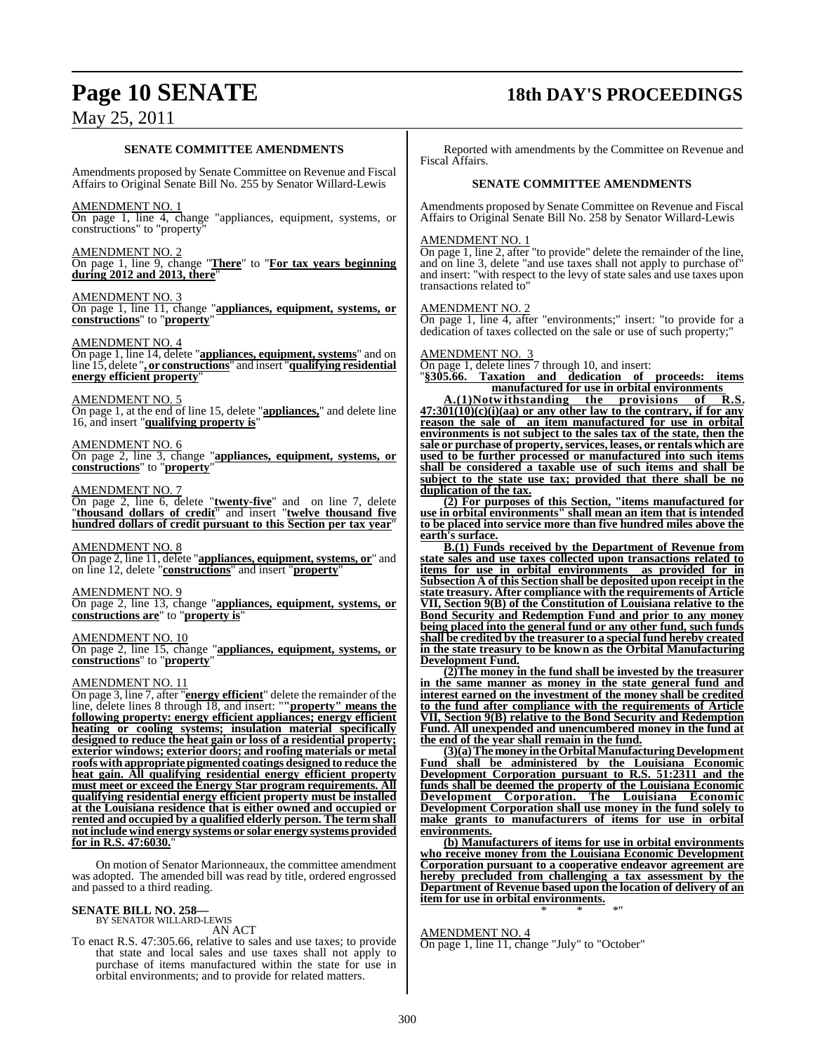### SENATE COMMITTEE AMENDMENTS

Amendments proposed by Senate Committee on Revenue and Fiscal Affairs to Original Senate Bill No. 255 by Senator Willard-Lewis

AMENDMENT NO. 1

On page 1, line 4, change "appliances, equipment, systems, or constructions" to "property"

AMENDMENT NO. 2

On page 1, line 9, change "**There**" to "**For tax years beginning during 2012 and 2013, there**"

AMENDMENT NO. 3

On page 1, line 11, change "**appliances, equipment, systems, or constructions**" to "**property**"

AMENDMENT NO. 4

On page 1, line 14, delete "**appliances, equipment, systems**" and on line 15, delete "**, or constructions**" and insert "**qualifying residential energy efficient property**"

AMENDMENT NO. 5

On page 1, at the end of line 15, delete "**appliances,**" and delete line 16, and insert "**qualifying property is**"

AMENDMENT NO. 6

On page 2, line 3, change "**appliances, equipment, systems, or constructions**" to "**property**"

AMENDMENT NO. 7

On page 2, line 6, delete "**twenty-five**" and on line 7, delete "**thousand dollars of credit**" and insert "**twelve thousand five hundred dollars of credit pursuant to this Section per tax year**"

AMENDMENT NO. 8

On page 2, line 11, delete "**appliances, equipment, systems, or**" and on line 12, delete "**constructions**" and insert "**property**"

AMENDMENT NO. 9

On page 2, line 13, change "**appliances, equipment, systems, or constructions are**" to "**property is**"

AMENDMENT NO. 10

On page 2, line 15, change "**appliances, equipment, systems, or constructions**" to "**property**"

AMENDMENT NO. 11

On page 3, line 7, after "**energy efficient**" delete the remainder of the line, delete lines 8 through 18, and insert: ""**property" means the following property: energy efficient appliances; energy efficient heating or cooling systems; insulation material specifically designed to reduce the heat gain or loss of a residential property; exterior windows; exterior doors; and roofing materials or metal roofs with appropriate pigmented coatings designed to reduce the heat gain. All qualifying residential energy efficient property must meet or exceed the Energy Star program requirements. All qualifying residential energy efficient property must be installed at the Louisiana residence that is either owned and occupied or rented and occupied by a qualified elderly person. The term shall not include wind energy systems or solar energy systems provided for in R.S. 47:6030.**"

On motion of Senator Marionneaux, the committee amendment was adopted. The amended bill was read by title, ordered engrossed and passed to a third reading.

**SENATE BILL NO. 258—**
BY SENATOR WILLARD-LEWIS

AN ACT

To enact R.S. 47:305.66, relative to sales and use taxes; to provide that state and local sales and use taxes shall not apply to purchase of items manufactured within the state for use in orbital environments; and to provide for related matters.

Reported with amendments by the Committee on Revenue and Fiscal Affairs.

### SENATE COMMITTEE AMENDMENTS

Amendments proposed by Senate Committee on Revenue and Fiscal Affairs to Original Senate Bill No. 258 by Senator Willard-Lewis

AMENDMENT NO. 1

On page 1, line 2, after "to provide" delete the remainder of the line, and on line 3, delete "and use taxes shall not apply to purchase of" and insert: "with respect to the levy of state sales and use taxes upon transactions related to"

AMENDMENT NO. 2

On page 1, line 4, after "environments;" insert: "to provide for a dedication of taxes collected on the sale or use of such property;"

AMENDMENT NO. 3

On page 1, delete lines 7 through 10, and insert:

"**§305.66. Taxation and dedication of proceeds: items manufactured for use in orbital environments**

**A.(1) Notwithstanding the provisions of R.S. 47:301(10)(c)(i)(aa) or any other law to the contrary, if for any reason the sale of an item manufactured for use in orbital environments is not subject to the sales tax of the state, then the sale or purchase of property, services, leases, or rentals which are used to be further processed or manufactured into such items shall be considered a taxable use of such items and shall be subject to the state use tax; provided that there shall be no duplication of the tax.**

**(2) For purposes of this Section, "items manufactured for use in orbital environments" shall mean an item that is intended to be placed into service more than five hundred miles above the earth's surface.**

**B.(1) Funds received by the Department of Revenue from state sales and use taxes collected upon transactions related to items for use in orbital environments as provided for in Subsection A of this Section shall be deposited upon receipt in the state treasury. After compliance with the requirements of Article VII, Section 9(B) of the Constitution of Louisiana relative to the Bond Security and Redemption Fund and prior to any money being placed into the general fund or any other fund, such funds shall be credited by the treasurer to a special fund hereby created in the state treasury to be known as the Orbital Manufacturing Development Fund.**

**(2) The money in the fund shall be invested by the treasurer in the same manner as money in the state general fund and interest earned on the investment of the money shall be credited to the fund after compliance with the requirements of Article VII, Section 9(B) relative to the Bond Security and Redemption Fund. All unexpended and unencumbered money in the fund at the end of the year shall remain in the fund.**

**(3)(a) The money in the Orbital Manufacturing Development Fund shall be administered by the Louisiana Economic Development Corporation pursuant to R.S. 51:2311 and the funds shall be deemed the property of the Louisiana Economic Development Corporation. The Louisiana Economic Development Corporation shall use money in the fund solely to make grants to manufacturers of items for use in orbital environments.**

**(b) Manufacturers of items for use in orbital environments who receive money from the Louisiana Economic Development Corporation pursuant to a cooperative endeavor agreement are hereby precluded from challenging a tax assessment by the Department of Revenue based upon the location of delivery of an item for use in orbital environments.**

\* \* \*"

AMENDMENT NO. 4

On page 1, line 11, change "July" to "October"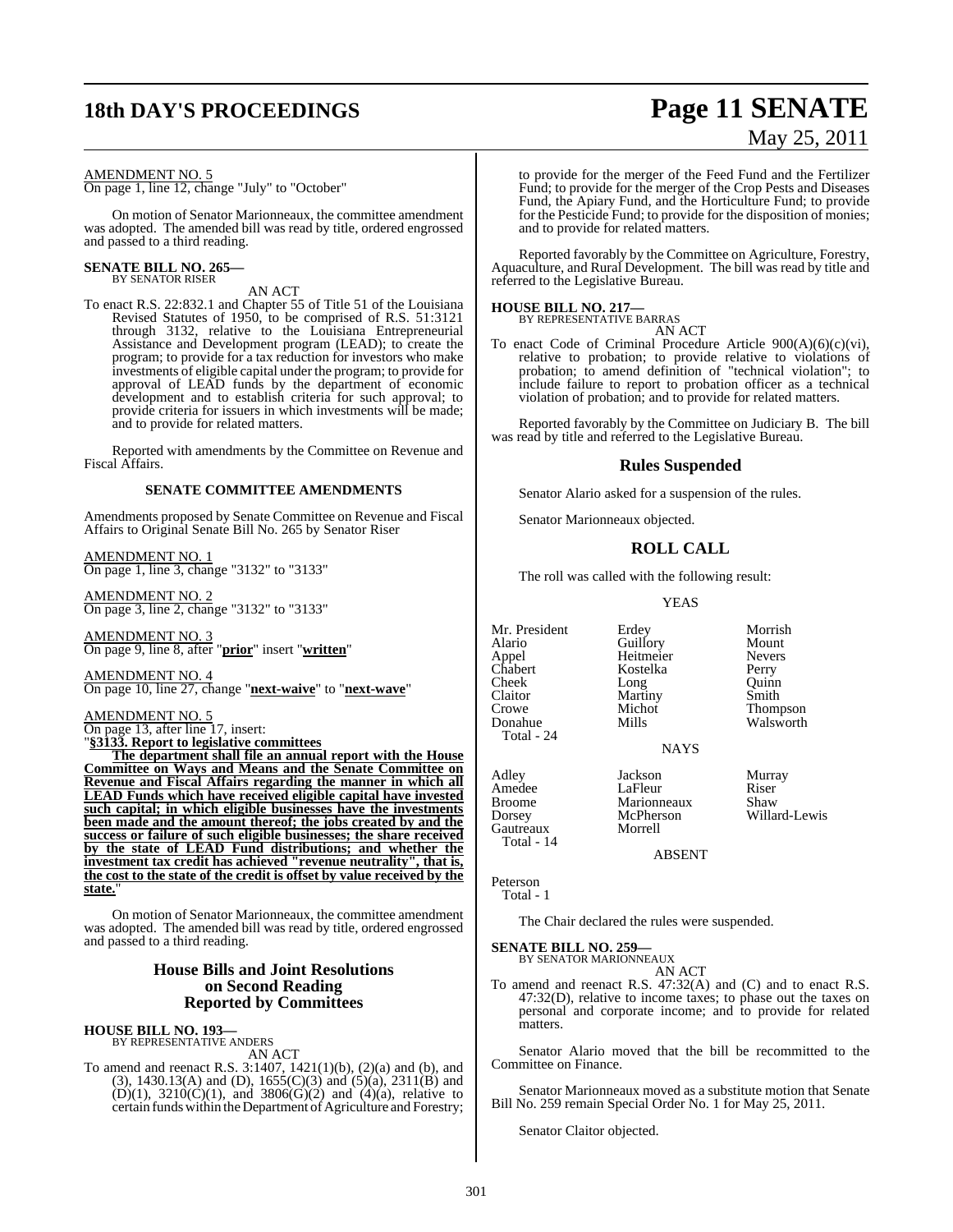AMENDMENT NO. 5

On page 1, line 12, change "July" to "October"

On motion of Senator Marionneaux, the committee amendment was adopted. The amended bill was read by title, ordered engrossed and passed to a third reading.

**SENATE BILL NO. 265—**
BY SENATOR RISER

AN ACT

To enact R.S. 22:832.1 and Chapter 55 of Title 51 of the Louisiana Revised Statutes of 1950, to be comprised of R.S. 51:3121 through 3132, relative to the Louisiana Entrepreneurial Assistance and Development program (LEAD); to create the program; to provide for a tax reduction for investors who make investments of eligible capital under the program; to provide for approval of LEAD funds by the department of economic development and to establish criteria for such approval; to provide criteria for issuers in which investments will be made; and to provide for related matters.

Reported with amendments by the Committee on Revenue and Fiscal Affairs.

**SENATE COMMITTEE AMENDMENTS**

Amendments proposed by Senate Committee on Revenue and Fiscal Affairs to Original Senate Bill No. 265 by Senator Riser

AMENDMENT NO. 1

On page 1, line 3, change "3132" to "3133"

AMENDMENT NO. 2

On page 3, line 2, change "3132" to "3133"

AMENDMENT NO. 3

On page 9, line 8, after "**prior**" insert "**written**"

AMENDMENT NO. 4

On page 10, line 27, change "**next-waive**" to "**next-wave**"

AMENDMENT NO. 5

On page 13, after line 17, insert:

"**§3133. Report to legislative committees**

**The department shall file an annual report with the House Committee on Ways and Means and the Senate Committee on Revenue and Fiscal Affairs regarding the manner in which all LEAD Funds which have received eligible capital have invested such capital; in which eligible businesses have the investments been made and the amount thereof; the jobs created by and the success or failure of such eligible businesses; the share received by the state of LEAD Fund distributions; and whether the investment tax credit has achieved "revenue neutrality", that is, the cost to the state of the credit is offset by value received by the state.**"

On motion of Senator Marionneaux, the committee amendment was adopted. The amended bill was read by title, ordered engrossed and passed to a third reading.

## House Bills and Joint Resolutions on Second Reading Reported by Committees

**HOUSE BILL NO. 193—**
BY REPRESENTATIVE ANDERS

AN ACT

To amend and reenact R.S. 3:1407, 1421(1)(b), (2)(a) and (b), and (3), 1430.13(A) and (D), 1655(C)(3) and (5)(a), 2311(B) and (D)(1), 3210(C)(1), and 3806(G)(2) and (4)(a), relative to certain funds within the Department of Agriculture and Forestry; to provide for the merger of the Feed Fund and the Fertilizer Fund; to provide for the merger of the Crop Pests and Diseases Fund, the Apiary Fund, and the Horticulture Fund; to provide for the Pesticide Fund; to provide for the disposition of monies; and to provide for related matters.

Reported favorably by the Committee on Agriculture, Forestry, Aquaculture, and Rural Development. The bill was read by title and referred to the Legislative Bureau.

**HOUSE BILL NO. 217—**
BY REPRESENTATIVE BARRAS

AN ACT

To enact Code of Criminal Procedure Article 900(A)(6)(c)(vi), relative to probation; to provide relative to violations of probation; to amend definition of "technical violation"; to include failure to report to probation officer as a technical violation of probation; and to provide for related matters.

Reported favorably by the Committee on Judiciary B. The bill was read by title and referred to the Legislative Bureau.

## Rules Suspended

Senator Alario asked for a suspension of the rules.

Senator Marionneaux objected.

## ROLL CALL

The roll was called with the following result:

YEAS

| | | |
|---|---|---|
| Mr. President | Erdey | Morrish |
| Alario | Guillory | Mount |
| Appel | Heitmeier | Nevers |
| Chabert | Kostelka | Perry |
| Cheek | Long | Quinn |
| Claitor | Martiny | Smith |
| Crowe | Michot | Thompson |
| Donahue | Mills | Walsworth |
| Total - 24 | | |

NAYS

| | | |
|---|---|---|
| Adley | Jackson | Murray |
| Amedee | LaFleur | Riser |
| Broome | Marionneaux | Shaw |
| Dorsey | McPherson | Willard-Lewis |
| Gautreaux | Morrell | |
| Total - 14 | | |

ABSENT

Peterson
Total - 1

The Chair declared the rules were suspended.

**SENATE BILL NO. 259—**
BY SENATOR MARIONNEAUX

AN ACT

To amend and reenact R.S. 47:32(A) and (C) and to enact R.S. 47:32(D), relative to income taxes; to phase out the taxes on personal and corporate income; and to provide for related matters.

Senator Alario moved that the bill be recommitted to the Committee on Finance.

Senator Marionneaux moved as a substitute motion that Senate Bill No. 259 remain Special Order No. 1 for May 25, 2011.

Senator Claitor objected.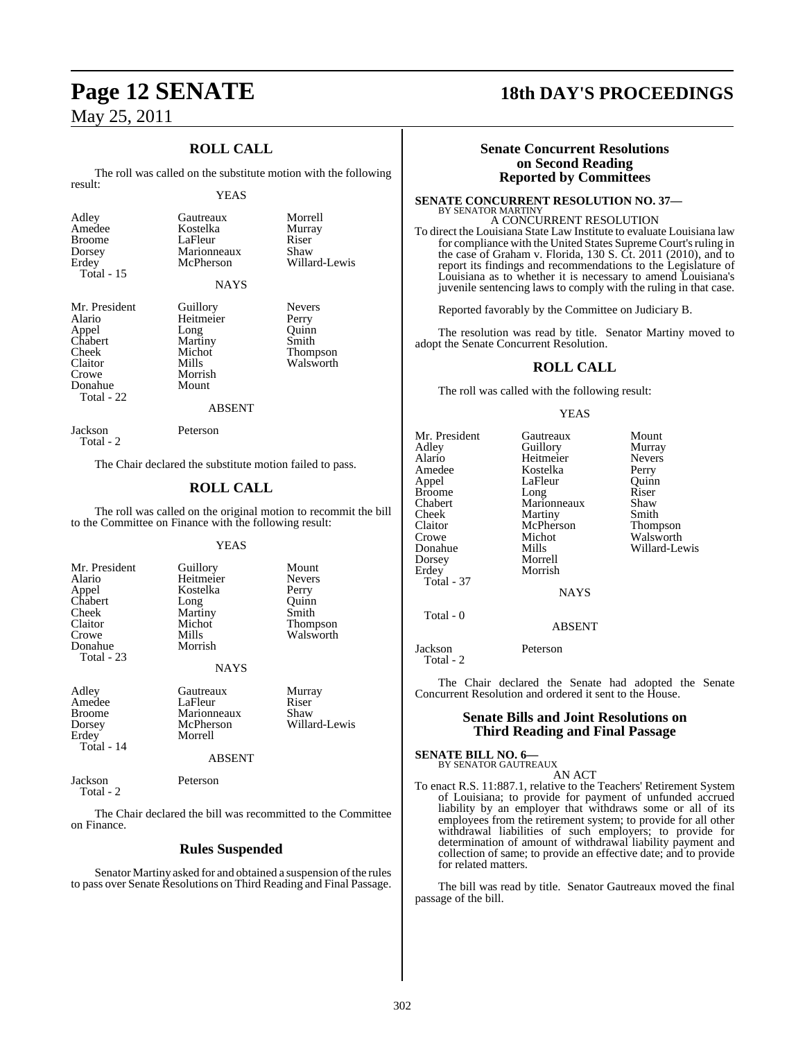## ROLL CALL

The roll was called on the substitute motion with the following result:

YEAS

| | | |
|---|---|---|
| Adley | Gautreaux | Morrell |
| Amedee | Kostelka | Murray |
| Broome | LaFleur | Riser |
| Dorsey | Marionneaux | Shaw |
| Erdey | McPherson | Willard-Lewis |
| Total - 15 | | |

NAYS

| | | |
|---|---|---|
| Mr. President | Guillory | Nevers |
| Alario | Heitmeier | Perry |
| Appel | Long | Quinn |
| Chabert | Martiny | Smith |
| Cheek | Michot | Thompson |
| Claitor | Mills | Walsworth |
| Crowe | Morrish | |
| Donahue | Mount | |
| Total - 22 | | |

ABSENT

| | |
|---|---|
| Jackson | Peterson |
| Total - 2 | |

The Chair declared the substitute motion failed to pass.

## ROLL CALL

The roll was called on the original motion to recommit the bill to the Committee on Finance with the following result:

YEAS

| | | |
|---|---|---|
| Mr. President | Guillory | Mount |
| Alario | Heitmeier | Nevers |
| Appel | Kostelka | Perry |
| Chabert | Long | Quinn |
| Cheek | Martiny | Smith |
| Claitor | Michot | Thompson |
| Crowe | Mills | Walsworth |
| Donahue | Morrish | |
| Total - 23 | | |

NAYS

| | | |
|---|---|---|
| Adley | Gautreaux | Murray |
| Amedee | LaFleur | Riser |
| Broome | Marionneaux | Shaw |
| Dorsey | McPherson | Willard-Lewis |
| Erdey | Morrell | |
| Total - 14 | | |

ABSENT

| | |
|---|---|
| Jackson | Peterson |
| Total - 2 | |

The Chair declared the bill was recommitted to the Committee on Finance.

## Rules Suspended

Senator Martiny asked for and obtained a suspension of the rules to pass over Senate Resolutions on Third Reading and Final Passage.

## Senate Concurrent Resolutions on Second Reading Reported by Committees

**SENATE CONCURRENT RESOLUTION NO. 37—**
BY SENATOR MARTINY

A CONCURRENT RESOLUTION

To direct the Louisiana State Law Institute to evaluate Louisiana law for compliance with the United States Supreme Court's ruling in the case of Graham v. Florida, 130 S. Ct. 2011 (2010), and to report its findings and recommendations to the Legislature of Louisiana as to whether it is necessary to amend Louisiana's juvenile sentencing laws to comply with the ruling in that case.

Reported favorably by the Committee on Judiciary B.

The resolution was read by title. Senator Martiny moved to adopt the Senate Concurrent Resolution.

## ROLL CALL

The roll was called with the following result:

YEAS

| | | |
|---|---|---|
| Mr. President | Gautreaux | Mount |
| Adley | Guillory | Murray |
| Alario | Heitmeier | Nevers |
| Amedee | Kostelka | Perry |
| Appel | LaFleur | Quinn |
| Broome | Long | Riser |
| Chabert | Marionneaux | Shaw |
| Cheek | Martiny | Smith |
| Claitor | McPherson | Thompson |
| Crowe | Michot | Walsworth |
| Donahue | Mills | Willard-Lewis |
| Dorsey | Morrell | |
| Erdey | Morrish | |
| Total - 37 | | |

NAYS

Total - 0

ABSENT

| | |
|---|---|
| Jackson | Peterson |
| Total - 2 | |

The Chair declared the Senate had adopted the Senate Concurrent Resolution and ordered it sent to the House.

## Senate Bills and Joint Resolutions on Third Reading and Final Passage

**SENATE BILL NO. 6—**
BY SENATOR GAUTREAUX

AN ACT

To enact R.S. 11:887.1, relative to the Teachers' Retirement System of Louisiana; to provide for payment of unfunded accrued liability by an employer that withdraws some or all of its employees from the retirement system; to provide for all other withdrawal liabilities of such employers; to provide for determination of amount of withdrawal liability payment and collection of same; to provide an effective date; and to provide for related matters.

The bill was read by title. Senator Gautreaux moved the final passage of the bill.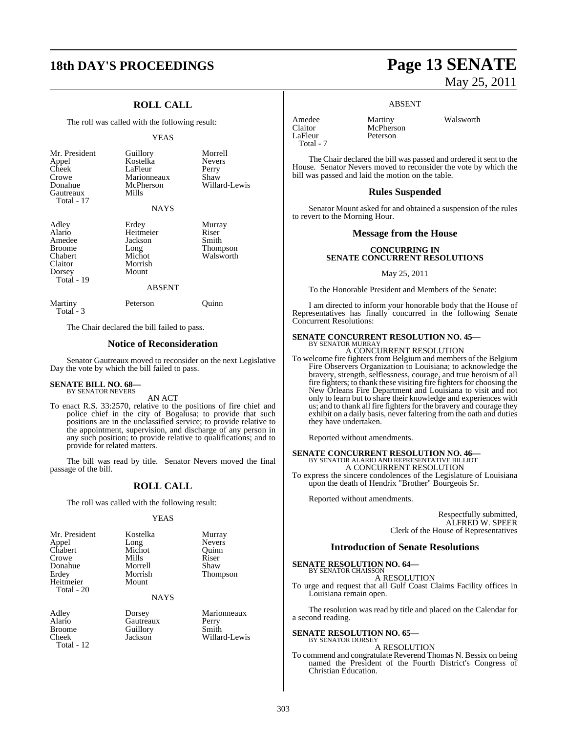## ROLL CALL

The roll was called with the following result:

YEAS

| | | |
|---|---|---|
| Mr. President | Guillory | Morrell |
| Appel | Kostelka | Nevers |
| Cheek | LaFleur | Perry |
| Crowe | Marionneaux | Shaw |
| Donahue | McPherson | Willard-Lewis |
| Gautreaux | Mills | |
| Total - 17 | | |

NAYS

| | | |
|---|---|---|
| Adley | Erdey | Murray |
| Alario | Heitmeier | Riser |
| Amedee | Jackson | Smith |
| Broome | Long | Thompson |
| Chabert | Michot | Walsworth |
| Claitor | Morrish | |
| Dorsey | Mount | |
| Total - 19 | | |

ABSENT

| | | |
|---|---|---|
| Martiny | Peterson | Quinn |
| Total - 3 | | |

The Chair declared the bill failed to pass.

## Notice of Reconsideration

Senator Gautreaux moved to reconsider on the next Legislative Day the vote by which the bill failed to pass.

**SENATE BILL NO. 68—**
BY SENATOR NEVERS

AN ACT

To enact R.S. 33:2570, relative to the positions of fire chief and police chief in the city of Bogalusa; to provide that such positions are in the unclassified service; to provide relative to the appointment, supervision, and discharge of any person in any such position; to provide relative to qualifications; and to provide for related matters.

The bill was read by title. Senator Nevers moved the final passage of the bill.

## ROLL CALL

The roll was called with the following result:

YEAS

| | | |
|---|---|---|
| Mr. President | Kostelka | Murray |
| Appel | Long | Nevers |
| Chabert | Michot | Quinn |
| Crowe | Mills | Riser |
| Donahue | Morrell | Shaw |
| Erdey | Morrish | Thompson |
| Heitmeier | Mount | |
| Total - 20 | | |

NAYS

| | | |
|---|---|---|
| Adley | Dorsey | Marionneaux |
| Alario | Gautreaux | Perry |
| Broome | Guillory | Smith |
| Cheek | Jackson | Willard-Lewis |
| Total - 12 | | |

ABSENT

| | | |
|---|---|---|
| Amedee | Martiny | Walsworth |
| Claitor | McPherson | |
| LaFleur | Peterson | |
| Total - 7 | | |

The Chair declared the bill was passed and ordered it sent to the House. Senator Nevers moved to reconsider the vote by which the bill was passed and laid the motion on the table.

## Rules Suspended

Senator Mount asked for and obtained a suspension of the rules to revert to the Morning Hour.

## Message from the House

**CONCURRING IN SENATE CONCURRENT RESOLUTIONS**

May 25, 2011

To the Honorable President and Members of the Senate:

I am directed to inform your honorable body that the House of Representatives has finally concurred in the following Senate Concurrent Resolutions:

**SENATE CONCURRENT RESOLUTION NO. 45—**
BY SENATOR MURRAY

A CONCURRENT RESOLUTION

To welcome fire fighters from Belgium and members of the Belgium Fire Observers Organization to Louisiana; to acknowledge the bravery, strength, selflessness, courage, and true heroism of all fire fighters; to thank these visiting fire fighters for choosing the New Orleans Fire Department and Louisiana to visit and not only to learn but to share their knowledge and experiences with us; and to thank all fire fighters for the bravery and courage they exhibit on a daily basis, never faltering from the oath and duties they have undertaken.

Reported without amendments.

**SENATE CONCURRENT RESOLUTION NO. 46—**
BY SENATOR ALARIO AND REPRESENTATIVE BILLIOT

A CONCURRENT RESOLUTION

To express the sincere condolences of the Legislature of Louisiana upon the death of Hendrix "Brother" Bourgeois Sr.

Reported without amendments.

Respectfully submitted,
ALFRED W. SPEER
Clerk of the House of Representatives

## Introduction of Senate Resolutions

**SENATE RESOLUTION NO. 64—**
BY SENATOR CHAISSON

A RESOLUTION

To urge and request that all Gulf Coast Claims Facility offices in Louisiana remain open.

The resolution was read by title and placed on the Calendar for a second reading.

**SENATE RESOLUTION NO. 65—**
BY SENATOR DORSEY

A RESOLUTION

To commend and congratulate Reverend Thomas N. Bessix on being named the President of the Fourth District's Congress of Christian Education.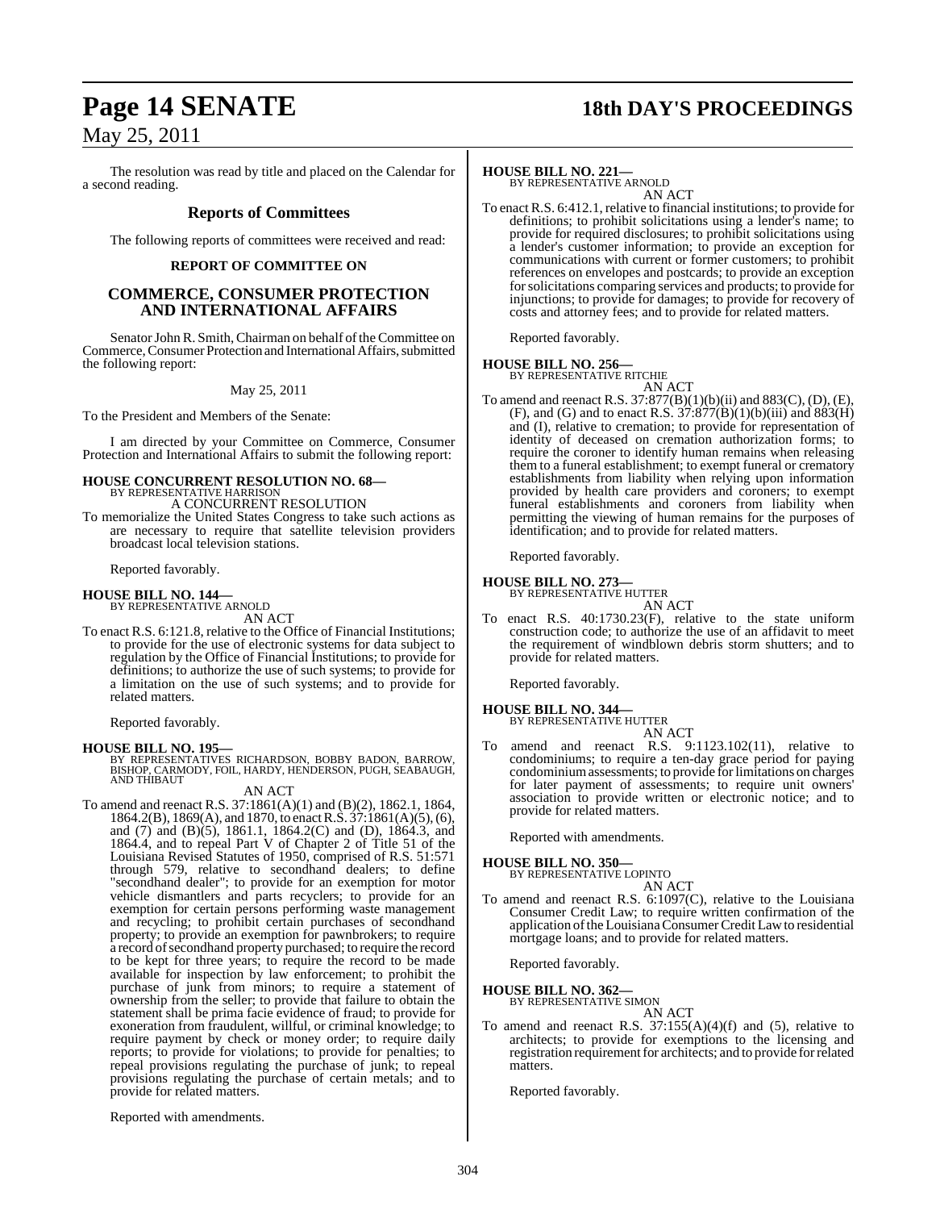The resolution was read by title and placed on the Calendar for a second reading.

## Reports of Committees

The following reports of committees were received and read:

### REPORT OF COMMITTEE ON

### COMMERCE, CONSUMER PROTECTION AND INTERNATIONAL AFFAIRS

Senator John R. Smith, Chairman on behalf of the Committee on Commerce, Consumer Protection and International Affairs, submitted the following report:

May 25, 2011

To the President and Members of the Senate:

I am directed by your Committee on Commerce, Consumer Protection and International Affairs to submit the following report:

**HOUSE CONCURRENT RESOLUTION NO. 68—**
BY REPRESENTATIVE HARRISON
A CONCURRENT RESOLUTION
To memorialize the United States Congress to take such actions as are necessary to require that satellite television providers broadcast local television stations.

Reported favorably.

**HOUSE BILL NO. 144—**
BY REPRESENTATIVE ARNOLD
AN ACT
To enact R.S. 6:121.8, relative to the Office of Financial Institutions; to provide for the use of electronic systems for data subject to regulation by the Office of Financial Institutions; to provide for definitions; to authorize the use of such systems; to provide for a limitation on the use of such systems; and to provide for related matters.

Reported favorably.

**HOUSE BILL NO. 195—**
BY REPRESENTATIVES RICHARDSON, BOBBY BADON, BARROW, BISHOP, CARMODY, FOIL, HARDY, HENDERSON, PUGH, SEABAUGH, AND THIBAUT
AN ACT
To amend and reenact R.S. 37:1861(A)(1) and (B)(2), 1862.1, 1864, 1864.2(B), 1869(A), and 1870, to enact R.S. 37:1861(A)(5), (6), and (7) and (B)(5), 1861.1, 1864.2(C) and (D), 1864.3, and 1864.4, and to repeal Part V of Chapter 2 of Title 51 of the Louisiana Revised Statutes of 1950, comprised of R.S. 51:571 through 579, relative to secondhand dealers; to define "secondhand dealer"; to provide for an exemption for motor vehicle dismantlers and parts recyclers; to provide for an exemption for certain persons performing waste management and recycling; to prohibit certain purchases of secondhand property; to provide an exemption for pawnbrokers; to require a record of secondhand property purchased; to require the record to be kept for three years; to require the record to be made available for inspection by law enforcement; to prohibit the purchase of junk from minors; to require a statement of ownership from the seller; to provide that failure to obtain the statement shall be prima facie evidence of fraud; to provide for exoneration from fraudulent, willful, or criminal knowledge; to require payment by check or money order; to require daily reports; to provide for violations; to provide for penalties; to repeal provisions regulating the purchase of junk; to repeal provisions regulating the purchase of certain metals; and to provide for related matters.

Reported with amendments.

**HOUSE BILL NO. 221—**
BY REPRESENTATIVE ARNOLD
AN ACT
To enact R.S. 6:412.1, relative to financial institutions; to provide for definitions; to prohibit solicitations using a lender's name; to provide for required disclosures; to prohibit solicitations using a lender's customer information; to provide an exception for communications with current or former customers; to prohibit references on envelopes and postcards; to provide an exception for solicitations comparing services and products; to provide for injunctions; to provide for damages; to provide for recovery of costs and attorney fees; and to provide for related matters.

Reported favorably.

**HOUSE BILL NO. 256—**
BY REPRESENTATIVE RITCHIE
AN ACT
To amend and reenact R.S. 37:877(B)(1)(b)(ii) and 883(C), (D), (E), (F), and (G) and to enact R.S. 37:877(B)(1)(b)(iii) and 883(H) and (I), relative to cremation; to provide for representation of identity of deceased on cremation authorization forms; to require the coroner to identify human remains when releasing them to a funeral establishment; to exempt funeral or crematory establishments from liability when relying upon information provided by health care providers and coroners; to exempt funeral establishments and coroners from liability when permitting the viewing of human remains for the purposes of identification; and to provide for related matters.

Reported favorably.

**HOUSE BILL NO. 273—**
BY REPRESENTATIVE HUTTER
AN ACT
To enact R.S. 40:1730.23(F), relative to the state uniform construction code; to authorize the use of an affidavit to meet the requirement of windblown debris storm shutters; and to provide for related matters.

Reported favorably.

**HOUSE BILL NO. 344—**
BY REPRESENTATIVE HUTTER
AN ACT
To amend and reenact R.S. 9:1123.102(11), relative to condominiums; to require a ten-day grace period for paying condominium assessments; to provide for limitations on charges for later payment of assessments; to require unit owners' association to provide written or electronic notice; and to provide for related matters.

Reported with amendments.

**HOUSE BILL NO. 350—**
BY REPRESENTATIVE LOPINTO
AN ACT
To amend and reenact R.S. 6:1097(C), relative to the Louisiana Consumer Credit Law; to require written confirmation of the application of the Louisiana Consumer Credit Law to residential mortgage loans; and to provide for related matters.

Reported favorably.

**HOUSE BILL NO. 362—**
BY REPRESENTATIVE SIMON
AN ACT
To amend and reenact R.S. 37:155(A)(4)(f) and (5), relative to architects; to provide for exemptions to the licensing and registration requirement for architects; and to provide for related matters.

Reported favorably.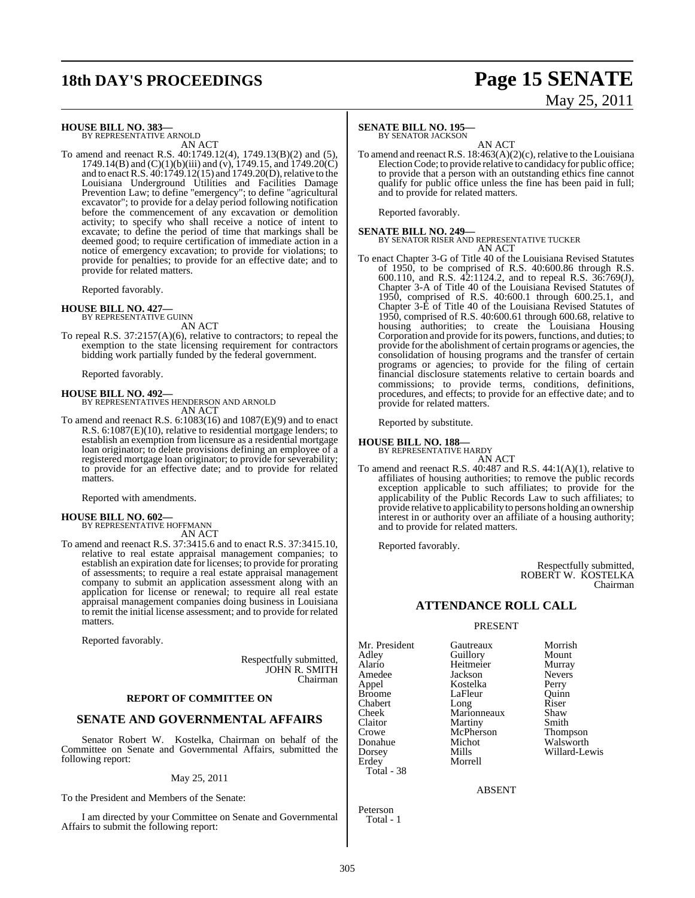**HOUSE BILL NO. 383—**
BY REPRESENTATIVE ARNOLD

AN ACT

To amend and reenact R.S. 40:1749.12(4), 1749.13(B)(2) and (5), 1749.14(B) and (C)(1)(b)(iii) and (v), 1749.15, and 1749.20(C) and to enact R.S. 40:1749.12(15) and 1749.20(D), relative to the Louisiana Underground Utilities and Facilities Damage Prevention Law; to define "emergency"; to define "agricultural excavator"; to provide for a delay period following notification before the commencement of any excavation or demolition activity; to specify who shall receive a notice of intent to excavate; to define the period of time that markings shall be deemed good; to require certification of immediate action in a notice of emergency excavation; to provide for violations; to provide for penalties; to provide for an effective date; and to provide for related matters.

Reported favorably.

**HOUSE BILL NO. 427—**
BY REPRESENTATIVE GUINN

AN ACT

To repeal R.S. 37:2157(A)(6), relative to contractors; to repeal the exemption to the state licensing requirement for contractors bidding work partially funded by the federal government.

Reported favorably.

**HOUSE BILL NO. 492—**
BY REPRESENTATIVES HENDERSON AND ARNOLD

AN ACT

To amend and reenact R.S. 6:1083(16) and 1087(E)(9) and to enact R.S. 6:1087(E)(10), relative to residential mortgage lenders; to establish an exemption from licensure as a residential mortgage loan originator; to delete provisions defining an employee of a registered mortgage loan originator; to provide for severability; to provide for an effective date; and to provide for related matters.

Reported with amendments.

**HOUSE BILL NO. 602—**
BY REPRESENTATIVE HOFFMANN

AN ACT

To amend and reenact R.S. 37:3415.6 and to enact R.S. 37:3415.10, relative to real estate appraisal management companies; to establish an expiration date for licenses; to provide for prorating of assessments; to require a real estate appraisal management company to submit an application assessment along with an application for license or renewal; to require all real estate appraisal management companies doing business in Louisiana to remit the initial license assessment; and to provide for related matters.

Reported favorably.

Respectfully submitted,
JOHN R. SMITH
Chairman

## REPORT OF COMMITTEE ON

## SENATE AND GOVERNMENTAL AFFAIRS

Senator Robert W. Kostelka, Chairman on behalf of the Committee on Senate and Governmental Affairs, submitted the following report:

May 25, 2011

To the President and Members of the Senate:

I am directed by your Committee on Senate and Governmental Affairs to submit the following report:

**SENATE BILL NO. 195—**
BY SENATOR JACKSON

AN ACT

To amend and reenact R.S. 18:463(A)(2)(c), relative to the Louisiana Election Code; to provide relative to candidacy for public office; to provide that a person with an outstanding ethics fine cannot qualify for public office unless the fine has been paid in full; and to provide for related matters.

Reported favorably.

**SENATE BILL NO. 249—**
BY SENATOR RISER AND REPRESENTATIVE TUCKER

AN ACT

To enact Chapter 3-G of Title 40 of the Louisiana Revised Statutes of 1950, to be comprised of R.S. 40:600.86 through R.S. 600.110, and R.S. 42:1124.2, and to repeal R.S. 36:769(J), Chapter 3-A of Title 40 of the Louisiana Revised Statutes of 1950, comprised of R.S. 40:600.1 through 600.25.1, and Chapter 3-E of Title 40 of the Louisiana Revised Statutes of 1950, comprised of R.S. 40:600.61 through 600.68, relative to housing authorities; to create the Louisiana Housing Corporation and provide for its powers, functions, and duties; to provide for the abolishment of certain programs or agencies, the consolidation of housing programs and the transfer of certain programs or agencies; to provide for the filing of certain financial disclosure statements relative to certain boards and commissions; to provide terms, conditions, definitions, procedures, and effects; to provide for an effective date; and to provide for related matters.

Reported by substitute.

**HOUSE BILL NO. 188—**
BY REPRESENTATIVE HARDY

AN ACT

To amend and reenact R.S. 40:487 and R.S. 44:1(A)(1), relative to affiliates of housing authorities; to remove the public records exception applicable to such affiliates; to provide for the applicability of the Public Records Law to such affiliates; to provide relative to applicability to persons holding an ownership interest in or authority over an affiliate of a housing authority; and to provide for related matters.

Reported favorably.

Respectfully submitted,
ROBERT W. KOSTELKA
Chairman

## ATTENDANCE ROLL CALL

PRESENT

| | | |
|---|---|---|
| Mr. President | Gautreaux | Morrish |
| Adley | Guillory | Mount |
| Alario | Heitmeier | Murray |
| Amedee | Jackson | Nevers |
| Appel | Kostelka | Perry |
| Broome | LaFleur | Quinn |
| Chabert | Long | Riser |
| Cheek | Marionneaux | Shaw |
| Claitor | Martiny | Smith |
| Crowe | McPherson | Thompson |
| Donahue | Michot | Walsworth |
| Dorsey | Mills | Willard-Lewis |
| Erdey | Morrell | |

Total - 38

ABSENT

Peterson
Total - 1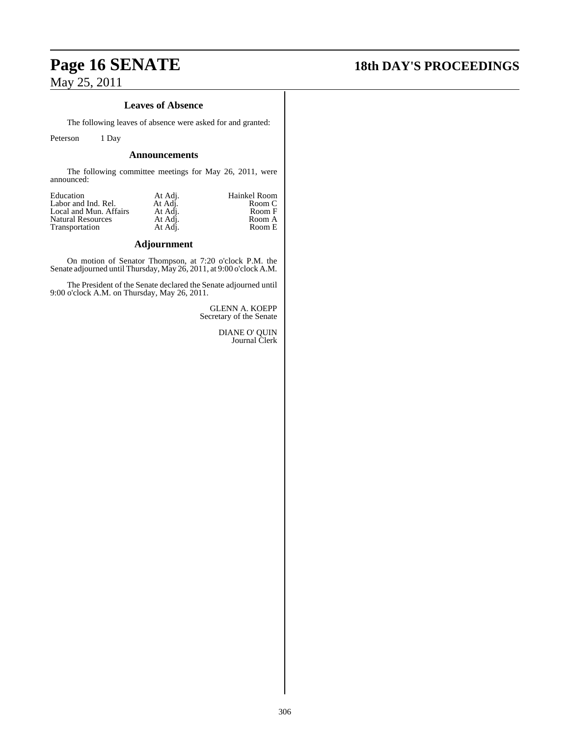### Leaves of Absence

The following leaves of absence were asked for and granted:

Peterson 1 Day

### Announcements

The following committee meetings for May 26, 2011, were announced:

| | | |
|---|---|---|
| Education | At Adj. | Hainkel Room |
| Labor and Ind. Rel. | At Adj. | Room C |
| Local and Mun. Affairs | At Adj. | Room F |
| Natural Resources | At Adj. | Room A |
| Transportation | At Adj. | Room E |

### Adjournment

On motion of Senator Thompson, at 7:20 o'clock P.M. the Senate adjourned until Thursday, May 26, 2011, at 9:00 o'clock A.M.

The President of the Senate declared the Senate adjourned until 9:00 o'clock A.M. on Thursday, May 26, 2011.

GLENN A. KOEPP
Secretary of the Senate

DIANE O' QUIN
Journal Clerk